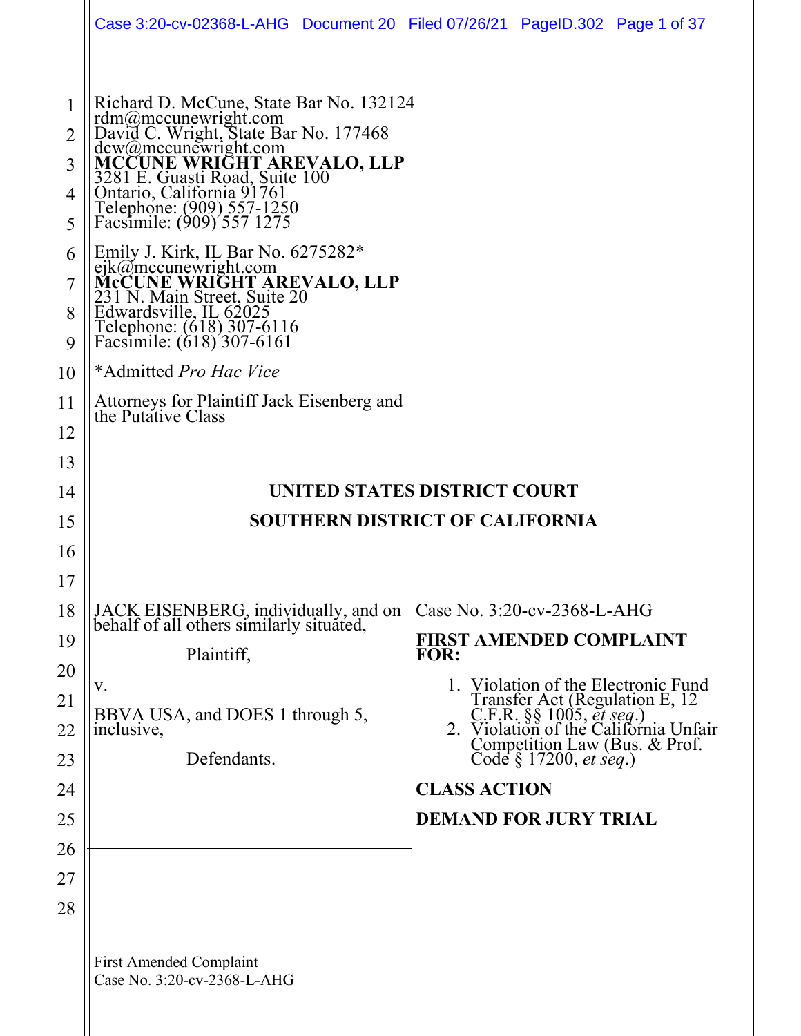Richard D. McCune, State Bar No. 132124
rdm@mccunewright.com
David C. Wright, State Bar No. 177468
dcw@mccunewright.com
**MCCUNE WRIGHT AREVALO, LLP**
3281 E. Guasti Road, Suite 100
Ontario, California 91761
Telephone: (909) 557-1250
Facsimile: (909) 557 1275

Emily J. Kirk, IL Bar No. 6275282*
ejk@mccunewright.com
**McCUNE WRIGHT AREVALO, LLP**
231 N. Main Street, Suite 20
Edwardsville, IL 62025
Telephone: (618) 307-6116
Facsimile: (618) 307-6161

*Admitted *Pro Hac Vice*

Attorneys for Plaintiff Jack Eisenberg and the Putative Class

**UNITED STATES DISTRICT COURT**

**SOUTHERN DISTRICT OF CALIFORNIA**

JACK EISENBERG, individually, and on behalf of all others similarly situated,

Plaintiff,

v.

BBVA USA, and DOES 1 through 5, inclusive,

Defendants.

Case No. 3:20-cv-2368-L-AHG

**FIRST AMENDED COMPLAINT FOR:**

1. Violation of the Electronic Fund Transfer Act (Regulation E, 12 C.F.R. §§ 1005, *et seq*.)
2. Violation of the California Unfair Competition Law (Bus. & Prof. Code § 17200, *et seq*.)

**CLASS ACTION**

**DEMAND FOR JURY TRIAL**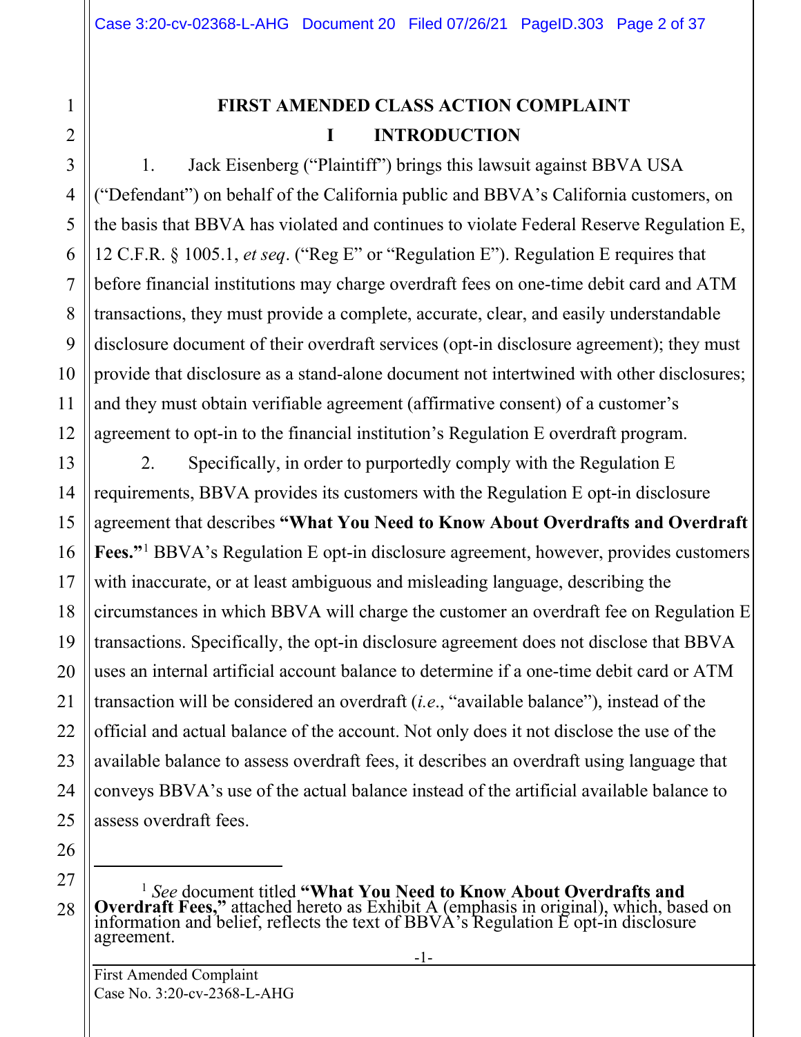# FIRST AMENDED CLASS ACTION COMPLAINT

## I INTRODUCTION

1. Jack Eisenberg ("Plaintiff") brings this lawsuit against BBVA USA ("Defendant") on behalf of the California public and BBVA's California customers, on the basis that BBVA has violated and continues to violate Federal Reserve Regulation E, 12 C.F.R. § 1005.1, *et seq*. ("Reg E" or "Regulation E"). Regulation E requires that before financial institutions may charge overdraft fees on one-time debit card and ATM transactions, they must provide a complete, accurate, clear, and easily understandable disclosure document of their overdraft services (opt-in disclosure agreement); they must provide that disclosure as a stand-alone document not intertwined with other disclosures; and they must obtain verifiable agreement (affirmative consent) of a customer's agreement to opt-in to the financial institution's Regulation E overdraft program.

2. Specifically, in order to purportedly comply with the Regulation E requirements, BBVA provides its customers with the Regulation E opt-in disclosure agreement that describes **"What You Need to Know About Overdrafts and Overdraft Fees."**[1] BBVA's Regulation E opt-in disclosure agreement, however, provides customers with inaccurate, or at least ambiguous and misleading language, describing the circumstances in which BBVA will charge the customer an overdraft fee on Regulation E transactions. Specifically, the opt-in disclosure agreement does not disclose that BBVA uses an internal artificial account balance to determine if a one-time debit card or ATM transaction will be considered an overdraft (*i.e.*, "available balance"), instead of the official and actual balance of the account. Not only does it not disclose the use of the available balance to assess overdraft fees, it describes an overdraft using language that conveys BBVA's use of the actual balance instead of the artificial available balance to assess overdraft fees.

---

[1] *See* document titled **"What You Need to Know About Overdrafts and Overdraft Fees,"** attached hereto as Exhibit A (emphasis in original), which, based on information and belief, reflects the text of BBVA's Regulation E opt-in disclosure agreement.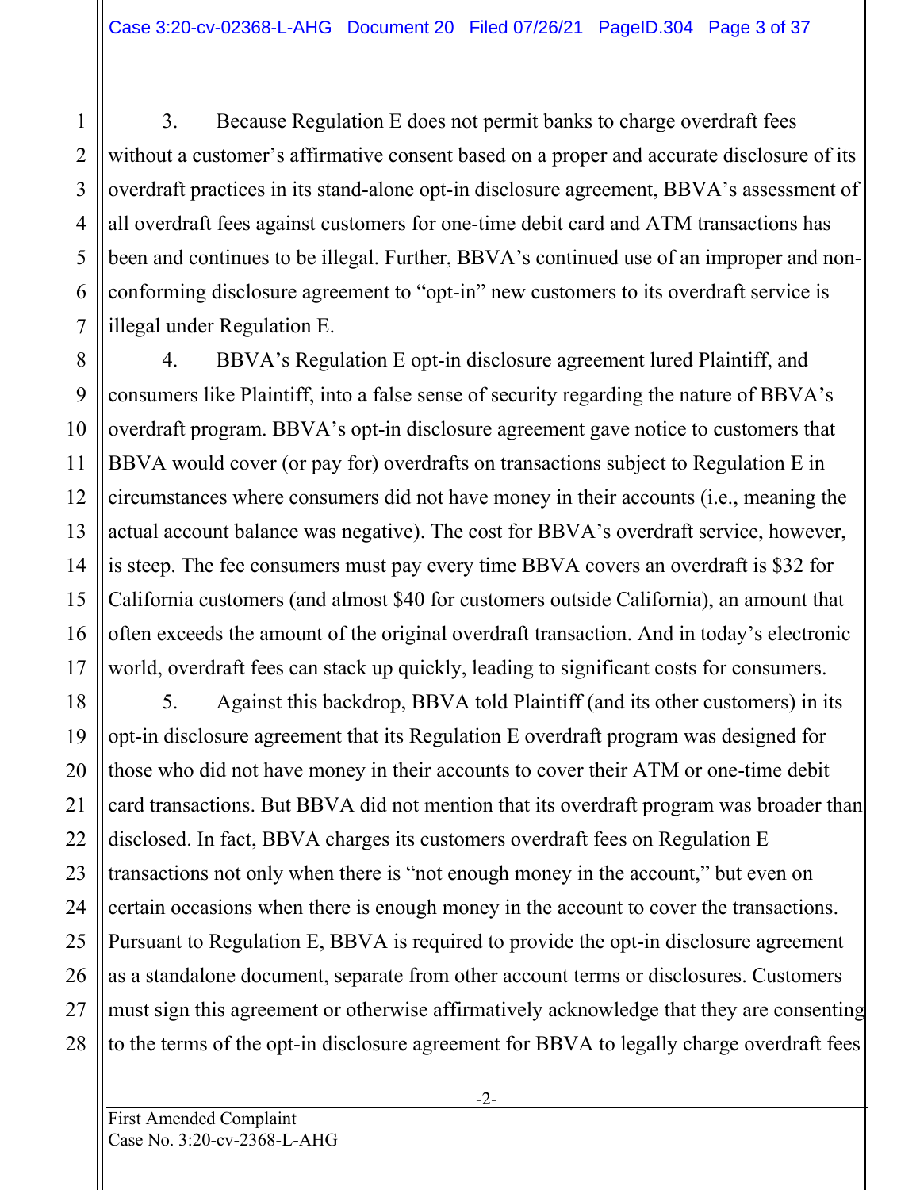3. Because Regulation E does not permit banks to charge overdraft fees without a customer's affirmative consent based on a proper and accurate disclosure of its overdraft practices in its stand-alone opt-in disclosure agreement, BBVA's assessment of all overdraft fees against customers for one-time debit card and ATM transactions has been and continues to be illegal. Further, BBVA's continued use of an improper and non-conforming disclosure agreement to "opt-in" new customers to its overdraft service is illegal under Regulation E.

4. BBVA's Regulation E opt-in disclosure agreement lured Plaintiff, and consumers like Plaintiff, into a false sense of security regarding the nature of BBVA's overdraft program. BBVA's opt-in disclosure agreement gave notice to customers that BBVA would cover (or pay for) overdrafts on transactions subject to Regulation E in circumstances where consumers did not have money in their accounts (i.e., meaning the actual account balance was negative). The cost for BBVA's overdraft service, however, is steep. The fee consumers must pay every time BBVA covers an overdraft is $32 for California customers (and almost $40 for customers outside California), an amount that often exceeds the amount of the original overdraft transaction. And in today's electronic world, overdraft fees can stack up quickly, leading to significant costs for consumers.

5. Against this backdrop, BBVA told Plaintiff (and its other customers) in its opt-in disclosure agreement that its Regulation E overdraft program was designed for those who did not have money in their accounts to cover their ATM or one-time debit card transactions. But BBVA did not mention that its overdraft program was broader than disclosed. In fact, BBVA charges its customers overdraft fees on Regulation E transactions not only when there is "not enough money in the account," but even on certain occasions when there is enough money in the account to cover the transactions. Pursuant to Regulation E, BBVA is required to provide the opt-in disclosure agreement as a standalone document, separate from other account terms or disclosures. Customers must sign this agreement or otherwise affirmatively acknowledge that they are consenting to the terms of the opt-in disclosure agreement for BBVA to legally charge overdraft fees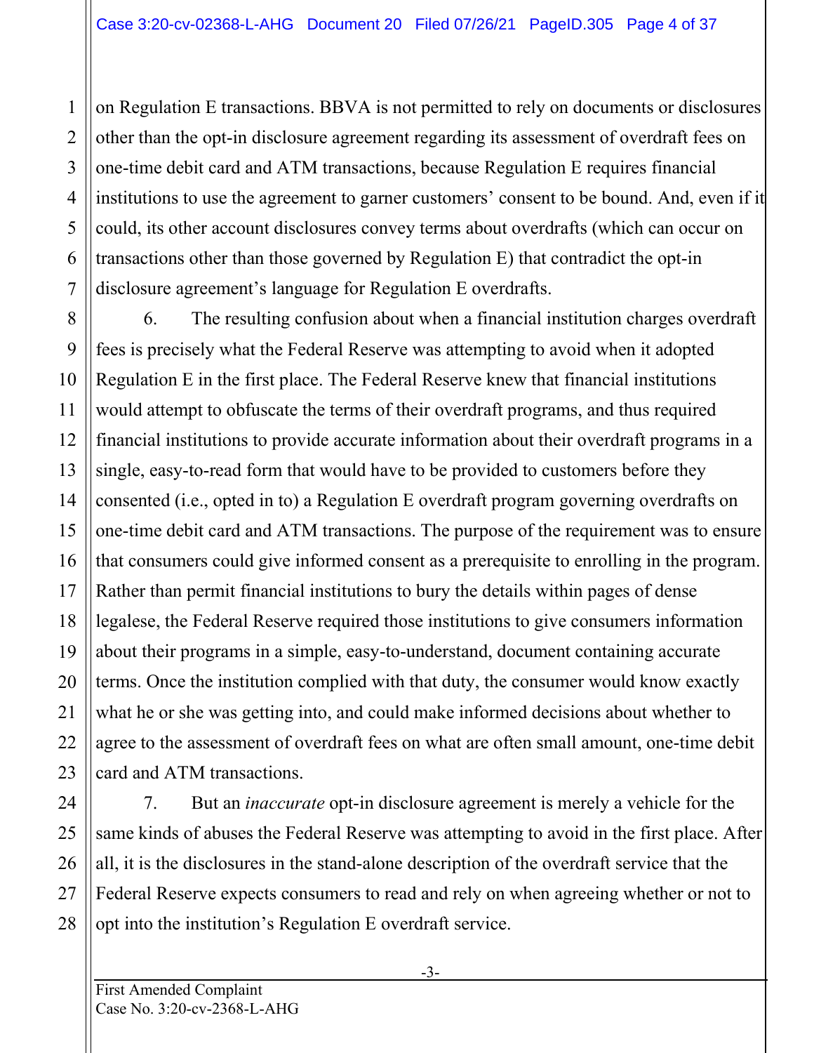on Regulation E transactions. BBVA is not permitted to rely on documents or disclosures other than the opt-in disclosure agreement regarding its assessment of overdraft fees on one-time debit card and ATM transactions, because Regulation E requires financial institutions to use the agreement to garner customers' consent to be bound. And, even if it could, its other account disclosures convey terms about overdrafts (which can occur on transactions other than those governed by Regulation E) that contradict the opt-in disclosure agreement's language for Regulation E overdrafts.

6. The resulting confusion about when a financial institution charges overdraft fees is precisely what the Federal Reserve was attempting to avoid when it adopted Regulation E in the first place. The Federal Reserve knew that financial institutions would attempt to obfuscate the terms of their overdraft programs, and thus required financial institutions to provide accurate information about their overdraft programs in a single, easy-to-read form that would have to be provided to customers before they consented (i.e., opted in to) a Regulation E overdraft program governing overdrafts on one-time debit card and ATM transactions. The purpose of the requirement was to ensure that consumers could give informed consent as a prerequisite to enrolling in the program. Rather than permit financial institutions to bury the details within pages of dense legalese, the Federal Reserve required those institutions to give consumers information about their programs in a simple, easy-to-understand, document containing accurate terms. Once the institution complied with that duty, the consumer would know exactly what he or she was getting into, and could make informed decisions about whether to agree to the assessment of overdraft fees on what are often small amount, one-time debit card and ATM transactions.

7. But an *inaccurate* opt-in disclosure agreement is merely a vehicle for the same kinds of abuses the Federal Reserve was attempting to avoid in the first place. After all, it is the disclosures in the stand-alone description of the overdraft service that the Federal Reserve expects consumers to read and rely on when agreeing whether or not to opt into the institution's Regulation E overdraft service.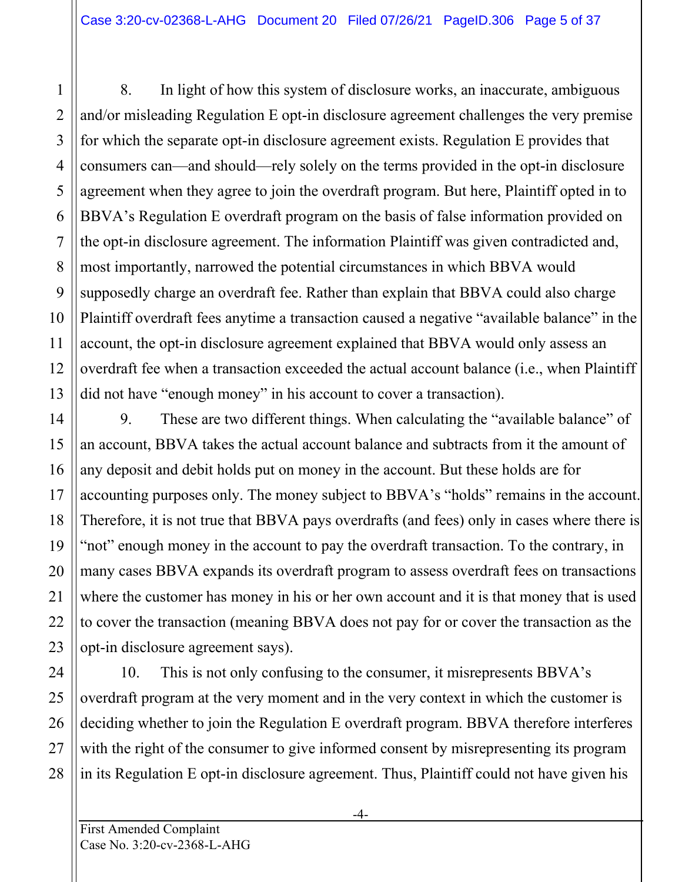8. In light of how this system of disclosure works, an inaccurate, ambiguous and/or misleading Regulation E opt-in disclosure agreement challenges the very premise for which the separate opt-in disclosure agreement exists. Regulation E provides that consumers can—and should—rely solely on the terms provided in the opt-in disclosure agreement when they agree to join the overdraft program. But here, Plaintiff opted in to BBVA's Regulation E overdraft program on the basis of false information provided on the opt-in disclosure agreement. The information Plaintiff was given contradicted and, most importantly, narrowed the potential circumstances in which BBVA would supposedly charge an overdraft fee. Rather than explain that BBVA could also charge Plaintiff overdraft fees anytime a transaction caused a negative "available balance" in the account, the opt-in disclosure agreement explained that BBVA would only assess an overdraft fee when a transaction exceeded the actual account balance (i.e., when Plaintiff did not have "enough money" in his account to cover a transaction).

9. These are two different things. When calculating the "available balance" of an account, BBVA takes the actual account balance and subtracts from it the amount of any deposit and debit holds put on money in the account. But these holds are for accounting purposes only. The money subject to BBVA's "holds" remains in the account. Therefore, it is not true that BBVA pays overdrafts (and fees) only in cases where there is "not" enough money in the account to pay the overdraft transaction. To the contrary, in many cases BBVA expands its overdraft program to assess overdraft fees on transactions where the customer has money in his or her own account and it is that money that is used to cover the transaction (meaning BBVA does not pay for or cover the transaction as the opt-in disclosure agreement says).

10. This is not only confusing to the consumer, it misrepresents BBVA's overdraft program at the very moment and in the very context in which the customer is deciding whether to join the Regulation E overdraft program. BBVA therefore interferes with the right of the consumer to give informed consent by misrepresenting its program in its Regulation E opt-in disclosure agreement. Thus, Plaintiff could not have given his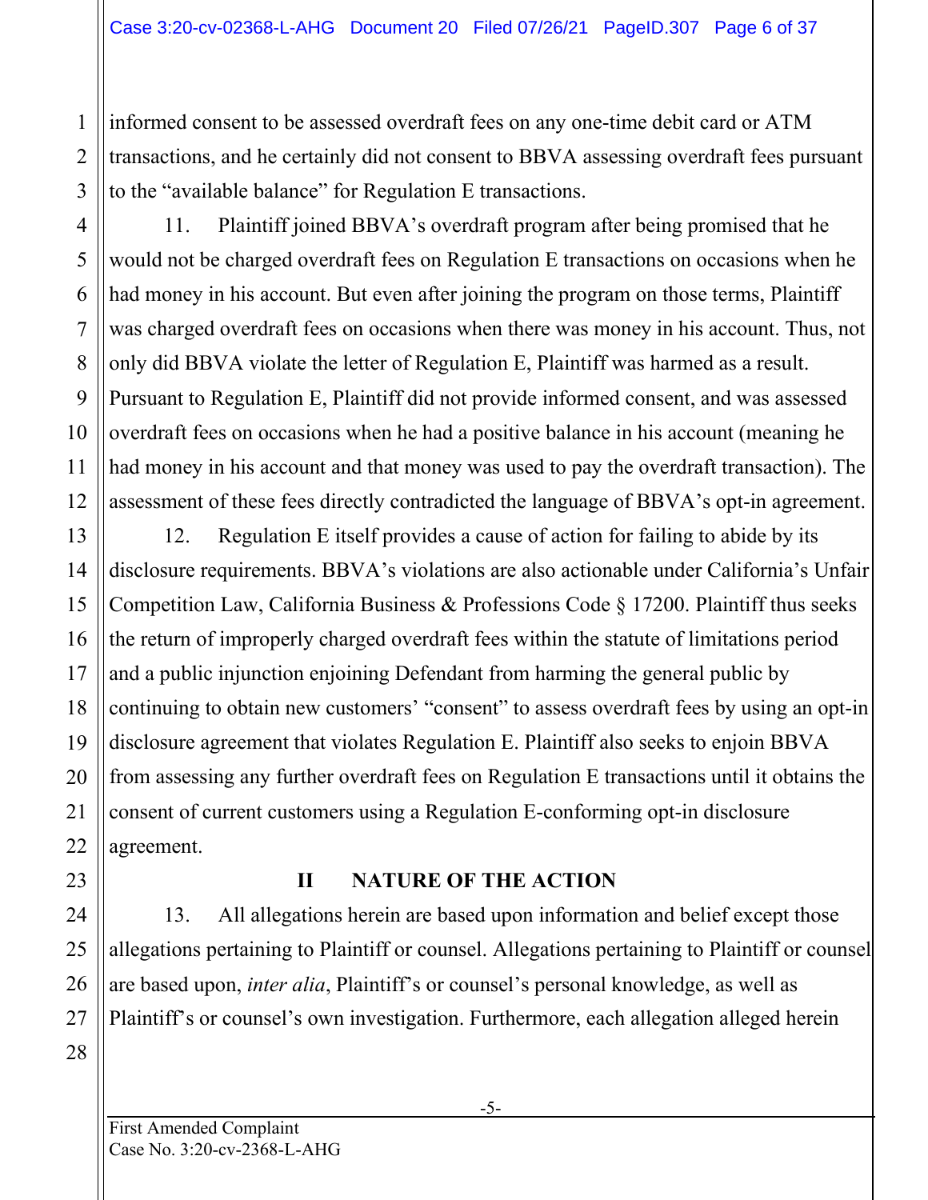informed consent to be assessed overdraft fees on any one-time debit card or ATM transactions, and he certainly did not consent to BBVA assessing overdraft fees pursuant to the "available balance" for Regulation E transactions.

11. Plaintiff joined BBVA's overdraft program after being promised that he would not be charged overdraft fees on Regulation E transactions on occasions when he had money in his account. But even after joining the program on those terms, Plaintiff was charged overdraft fees on occasions when there was money in his account. Thus, not only did BBVA violate the letter of Regulation E, Plaintiff was harmed as a result. Pursuant to Regulation E, Plaintiff did not provide informed consent, and was assessed overdraft fees on occasions when he had a positive balance in his account (meaning he had money in his account and that money was used to pay the overdraft transaction). The assessment of these fees directly contradicted the language of BBVA's opt-in agreement.

12. Regulation E itself provides a cause of action for failing to abide by its disclosure requirements. BBVA's violations are also actionable under California's Unfair Competition Law, California Business & Professions Code § 17200. Plaintiff thus seeks the return of improperly charged overdraft fees within the statute of limitations period and a public injunction enjoining Defendant from harming the general public by continuing to obtain new customers' "consent" to assess overdraft fees by using an opt-in disclosure agreement that violates Regulation E. Plaintiff also seeks to enjoin BBVA from assessing any further overdraft fees on Regulation E transactions until it obtains the consent of current customers using a Regulation E-conforming opt-in disclosure agreement.

## II NATURE OF THE ACTION

13. All allegations herein are based upon information and belief except those allegations pertaining to Plaintiff or counsel. Allegations pertaining to Plaintiff or counsel are based upon, *inter alia*, Plaintiff's or counsel's personal knowledge, as well as Plaintiff's or counsel's own investigation. Furthermore, each allegation alleged herein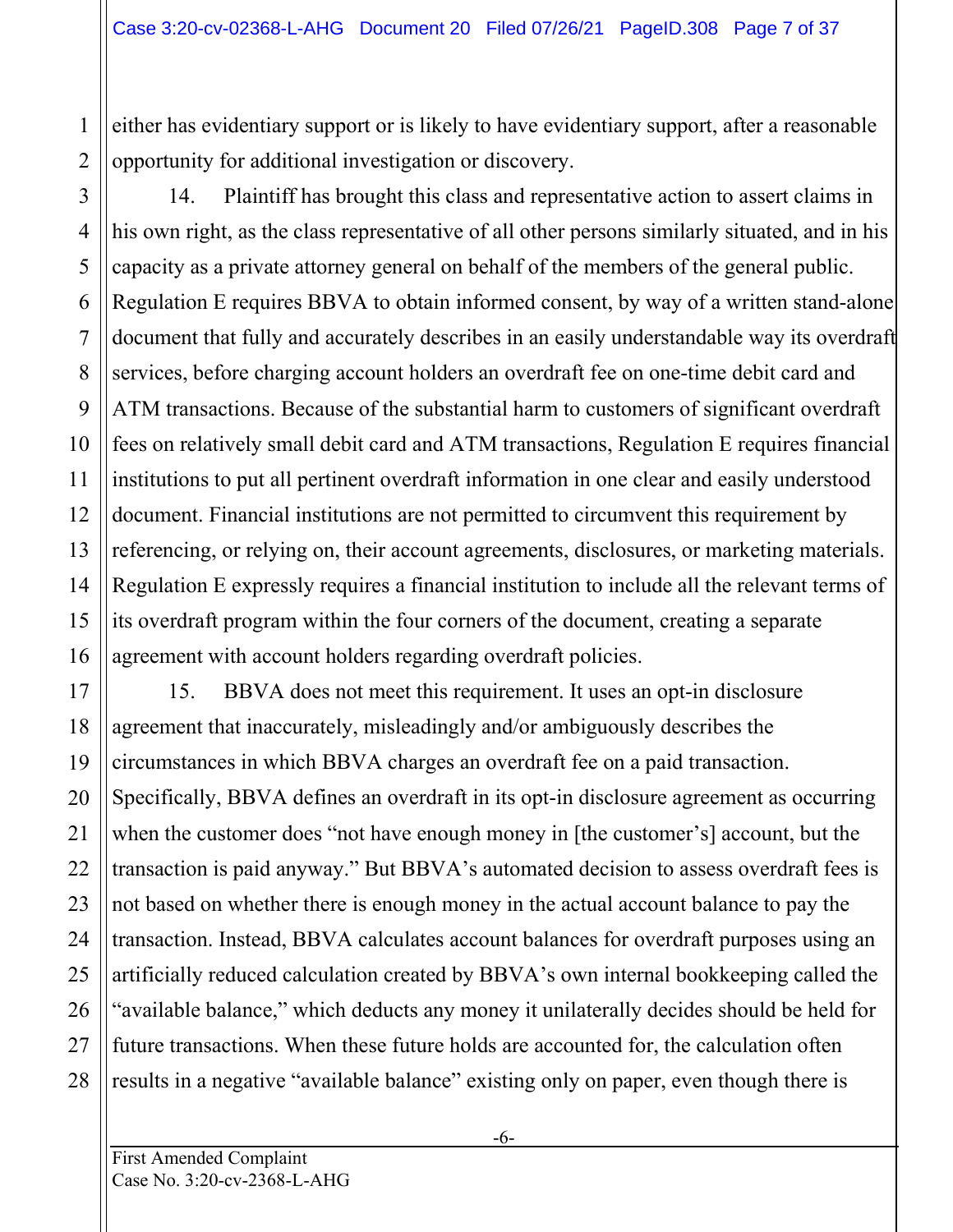either has evidentiary support or is likely to have evidentiary support, after a reasonable opportunity for additional investigation or discovery.

14. Plaintiff has brought this class and representative action to assert claims in his own right, as the class representative of all other persons similarly situated, and in his capacity as a private attorney general on behalf of the members of the general public. Regulation E requires BBVA to obtain informed consent, by way of a written stand-alone document that fully and accurately describes in an easily understandable way its overdraft services, before charging account holders an overdraft fee on one-time debit card and ATM transactions. Because of the substantial harm to customers of significant overdraft fees on relatively small debit card and ATM transactions, Regulation E requires financial institutions to put all pertinent overdraft information in one clear and easily understood document. Financial institutions are not permitted to circumvent this requirement by referencing, or relying on, their account agreements, disclosures, or marketing materials. Regulation E expressly requires a financial institution to include all the relevant terms of its overdraft program within the four corners of the document, creating a separate agreement with account holders regarding overdraft policies.

15. BBVA does not meet this requirement. It uses an opt-in disclosure agreement that inaccurately, misleadingly and/or ambiguously describes the circumstances in which BBVA charges an overdraft fee on a paid transaction. Specifically, BBVA defines an overdraft in its opt-in disclosure agreement as occurring when the customer does "not have enough money in [the customer's] account, but the transaction is paid anyway." But BBVA's automated decision to assess overdraft fees is not based on whether there is enough money in the actual account balance to pay the transaction. Instead, BBVA calculates account balances for overdraft purposes using an artificially reduced calculation created by BBVA's own internal bookkeeping called the "available balance," which deducts any money it unilaterally decides should be held for future transactions. When these future holds are accounted for, the calculation often results in a negative "available balance" existing only on paper, even though there is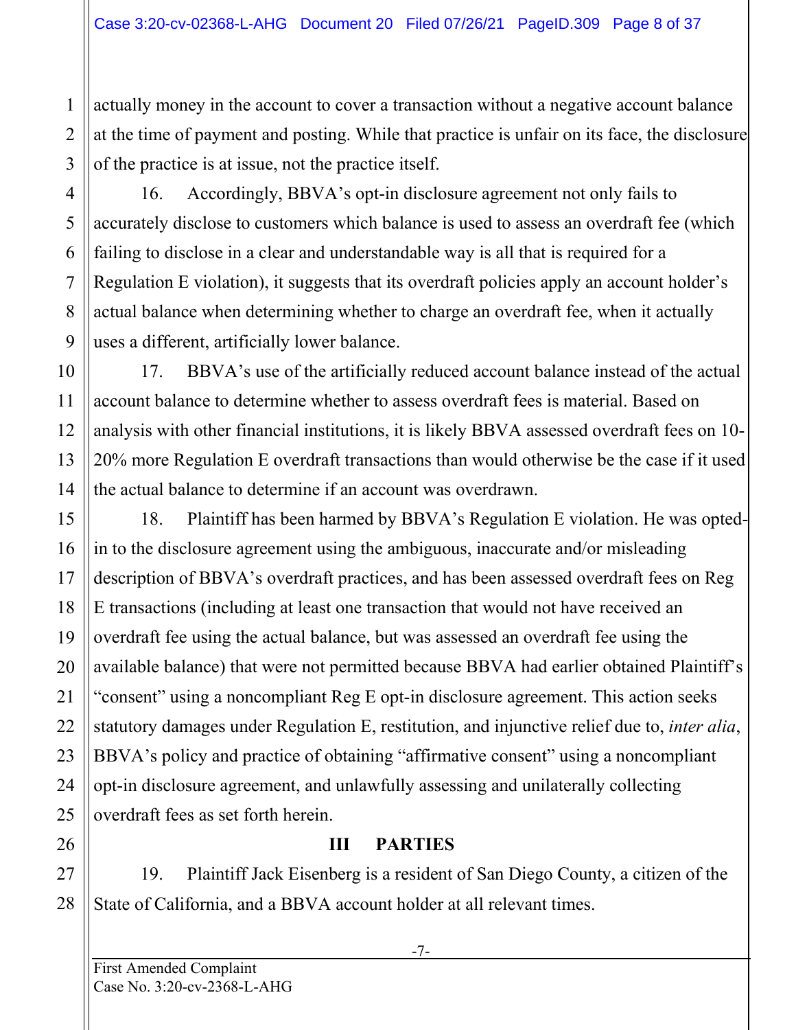actually money in the account to cover a transaction without a negative account balance at the time of payment and posting. While that practice is unfair on its face, the disclosure of the practice is at issue, not the practice itself.

16. Accordingly, BBVA's opt-in disclosure agreement not only fails to accurately disclose to customers which balance is used to assess an overdraft fee (which failing to disclose in a clear and understandable way is all that is required for a Regulation E violation), it suggests that its overdraft policies apply an account holder's actual balance when determining whether to charge an overdraft fee, when it actually uses a different, artificially lower balance.

17. BBVA's use of the artificially reduced account balance instead of the actual account balance to determine whether to assess overdraft fees is material. Based on analysis with other financial institutions, it is likely BBVA assessed overdraft fees on 10-20% more Regulation E overdraft transactions than would otherwise be the case if it used the actual balance to determine if an account was overdrawn.

18. Plaintiff has been harmed by BBVA's Regulation E violation. He was opted-in to the disclosure agreement using the ambiguous, inaccurate and/or misleading description of BBVA's overdraft practices, and has been assessed overdraft fees on Reg E transactions (including at least one transaction that would not have received an overdraft fee using the actual balance, but was assessed an overdraft fee using the available balance) that were not permitted because BBVA had earlier obtained Plaintiff's "consent" using a noncompliant Reg E opt-in disclosure agreement. This action seeks statutory damages under Regulation E, restitution, and injunctive relief due to, *inter alia*, BBVA's policy and practice of obtaining "affirmative consent" using a noncompliant opt-in disclosure agreement, and unlawfully assessing and unilaterally collecting overdraft fees as set forth herein.

## III PARTIES

19. Plaintiff Jack Eisenberg is a resident of San Diego County, a citizen of the State of California, and a BBVA account holder at all relevant times.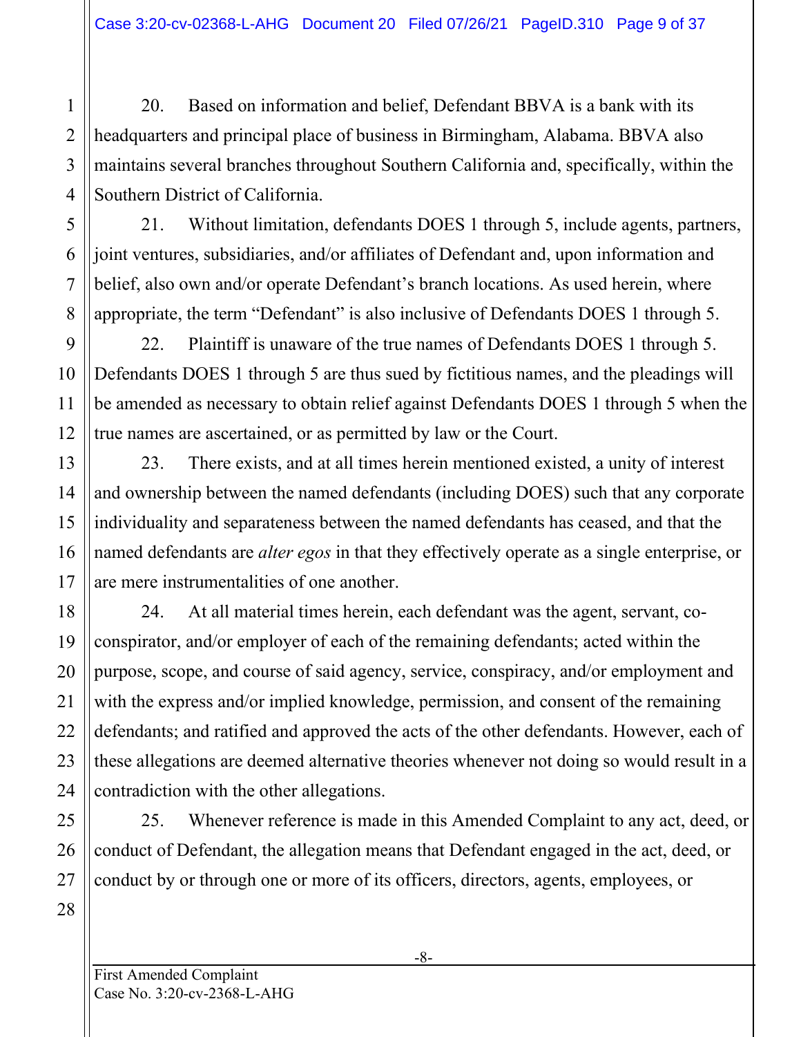20. Based on information and belief, Defendant BBVA is a bank with its headquarters and principal place of business in Birmingham, Alabama. BBVA also maintains several branches throughout Southern California and, specifically, within the Southern District of California.

21. Without limitation, defendants DOES 1 through 5, include agents, partners, joint ventures, subsidiaries, and/or affiliates of Defendant and, upon information and belief, also own and/or operate Defendant's branch locations. As used herein, where appropriate, the term "Defendant" is also inclusive of Defendants DOES 1 through 5.

22. Plaintiff is unaware of the true names of Defendants DOES 1 through 5. Defendants DOES 1 through 5 are thus sued by fictitious names, and the pleadings will be amended as necessary to obtain relief against Defendants DOES 1 through 5 when the true names are ascertained, or as permitted by law or the Court.

23. There exists, and at all times herein mentioned existed, a unity of interest and ownership between the named defendants (including DOES) such that any corporate individuality and separateness between the named defendants has ceased, and that the named defendants are *alter egos* in that they effectively operate as a single enterprise, or are mere instrumentalities of one another.

24. At all material times herein, each defendant was the agent, servant, co-conspirator, and/or employer of each of the remaining defendants; acted within the purpose, scope, and course of said agency, service, conspiracy, and/or employment and with the express and/or implied knowledge, permission, and consent of the remaining defendants; and ratified and approved the acts of the other defendants. However, each of these allegations are deemed alternative theories whenever not doing so would result in a contradiction with the other allegations.

25. Whenever reference is made in this Amended Complaint to any act, deed, or conduct of Defendant, the allegation means that Defendant engaged in the act, deed, or conduct by or through one or more of its officers, directors, agents, employees, or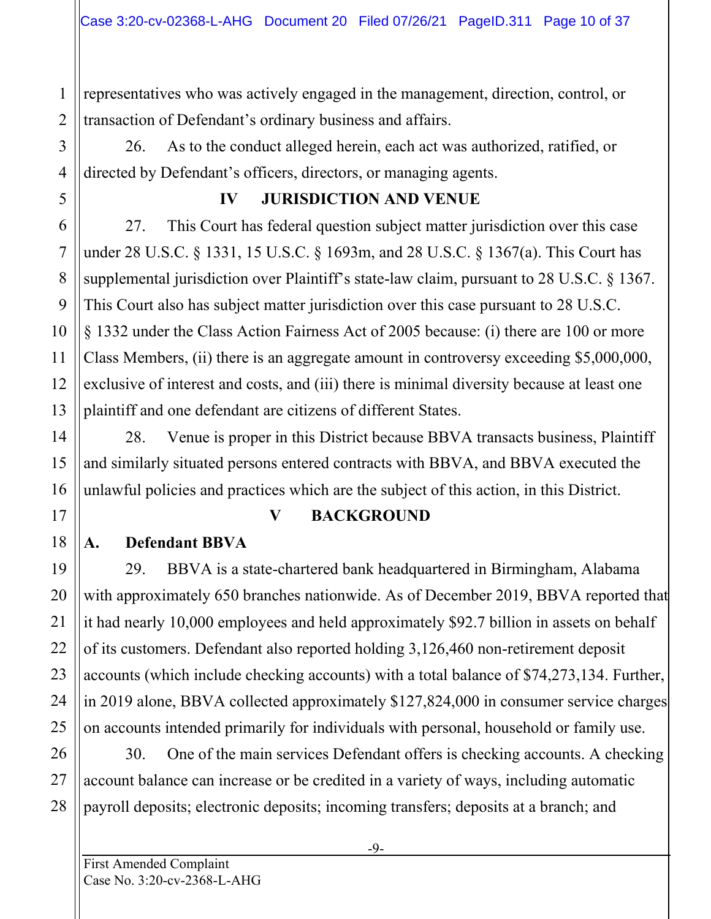representatives who was actively engaged in the management, direction, control, or transaction of Defendant's ordinary business and affairs.

26. As to the conduct alleged herein, each act was authorized, ratified, or directed by Defendant's officers, directors, or managing agents.

## IV JURISDICTION AND VENUE

27. This Court has federal question subject matter jurisdiction over this case under 28 U.S.C. § 1331, 15 U.S.C. § 1693m, and 28 U.S.C. § 1367(a). This Court has supplemental jurisdiction over Plaintiff's state-law claim, pursuant to 28 U.S.C. § 1367. This Court also has subject matter jurisdiction over this case pursuant to 28 U.S.C. § 1332 under the Class Action Fairness Act of 2005 because: (i) there are 100 or more Class Members, (ii) there is an aggregate amount in controversy exceeding $5,000,000, exclusive of interest and costs, and (iii) there is minimal diversity because at least one plaintiff and one defendant are citizens of different States.

28. Venue is proper in this District because BBVA transacts business, Plaintiff and similarly situated persons entered contracts with BBVA, and BBVA executed the unlawful policies and practices which are the subject of this action, in this District.

## V BACKGROUND

### A. Defendant BBVA

29. BBVA is a state-chartered bank headquartered in Birmingham, Alabama with approximately 650 branches nationwide. As of December 2019, BBVA reported that it had nearly 10,000 employees and held approximately $92.7 billion in assets on behalf of its customers. Defendant also reported holding 3,126,460 non-retirement deposit accounts (which include checking accounts) with a total balance of $74,273,134. Further, in 2019 alone, BBVA collected approximately $127,824,000 in consumer service charges on accounts intended primarily for individuals with personal, household or family use.

30. One of the main services Defendant offers is checking accounts. A checking account balance can increase or be credited in a variety of ways, including automatic payroll deposits; electronic deposits; incoming transfers; deposits at a branch; and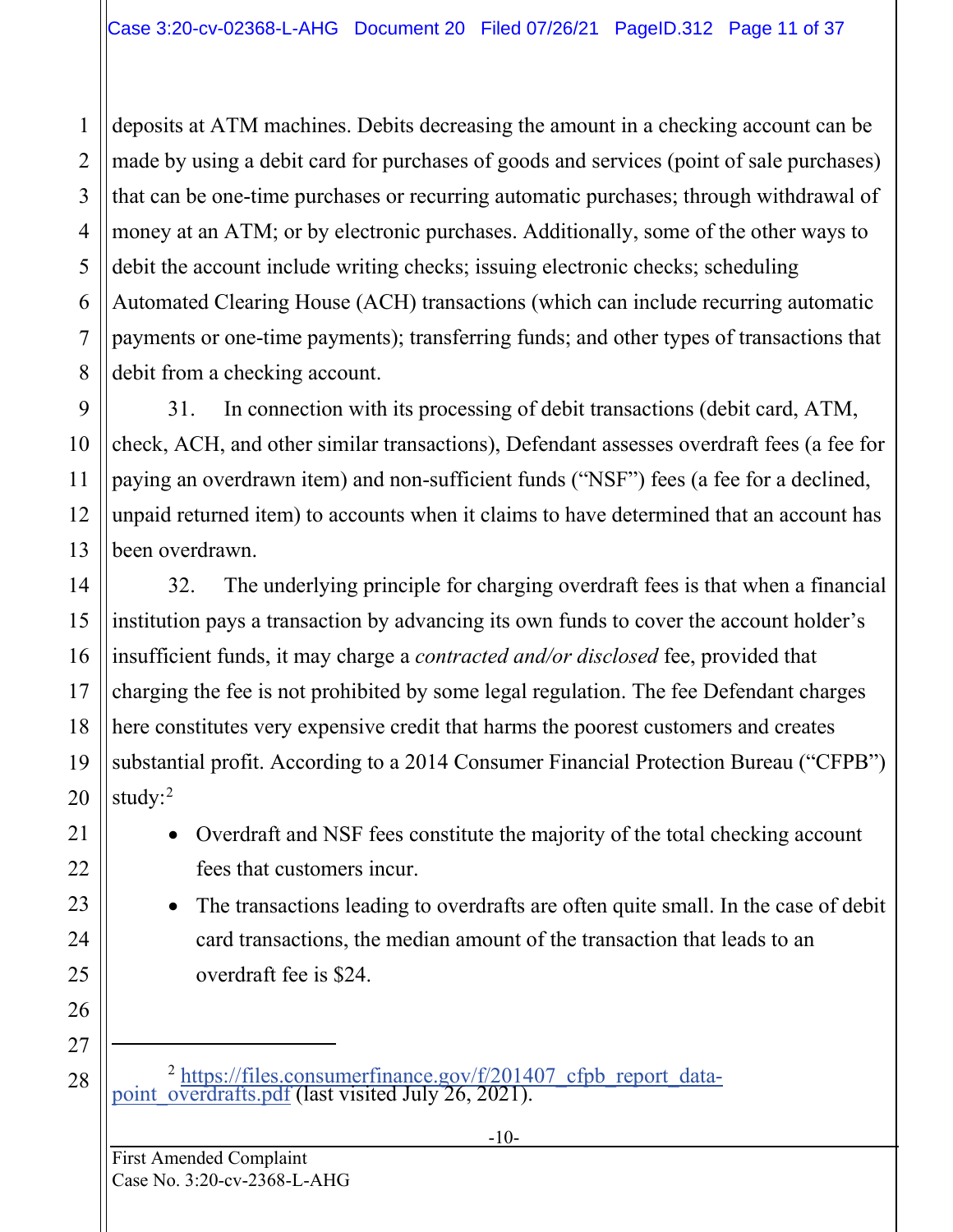deposits at ATM machines. Debits decreasing the amount in a checking account can be made by using a debit card for purchases of goods and services (point of sale purchases) that can be one-time purchases or recurring automatic purchases; through withdrawal of money at an ATM; or by electronic purchases. Additionally, some of the other ways to debit the account include writing checks; issuing electronic checks; scheduling Automated Clearing House (ACH) transactions (which can include recurring automatic payments or one-time payments); transferring funds; and other types of transactions that debit from a checking account.

31. In connection with its processing of debit transactions (debit card, ATM, check, ACH, and other similar transactions), Defendant assesses overdraft fees (a fee for paying an overdrawn item) and non-sufficient funds ("NSF") fees (a fee for a declined, unpaid returned item) to accounts when it claims to have determined that an account has been overdrawn.

32. The underlying principle for charging overdraft fees is that when a financial institution pays a transaction by advancing its own funds to cover the account holder's insufficient funds, it may charge a *contracted and/or disclosed* fee, provided that charging the fee is not prohibited by some legal regulation. The fee Defendant charges here constitutes very expensive credit that harms the poorest customers and creates substantial profit. According to a 2014 Consumer Financial Protection Bureau ("CFPB") study:[2]

- Overdraft and NSF fees constitute the majority of the total checking account fees that customers incur.
- The transactions leading to overdrafts are often quite small. In the case of debit card transactions, the median amount of the transaction that leads to an overdraft fee is $24.

---

[2] https://files.consumerfinance.gov/f/201407_cfpb_report_data-point_overdrafts.pdf (last visited July 26, 2021).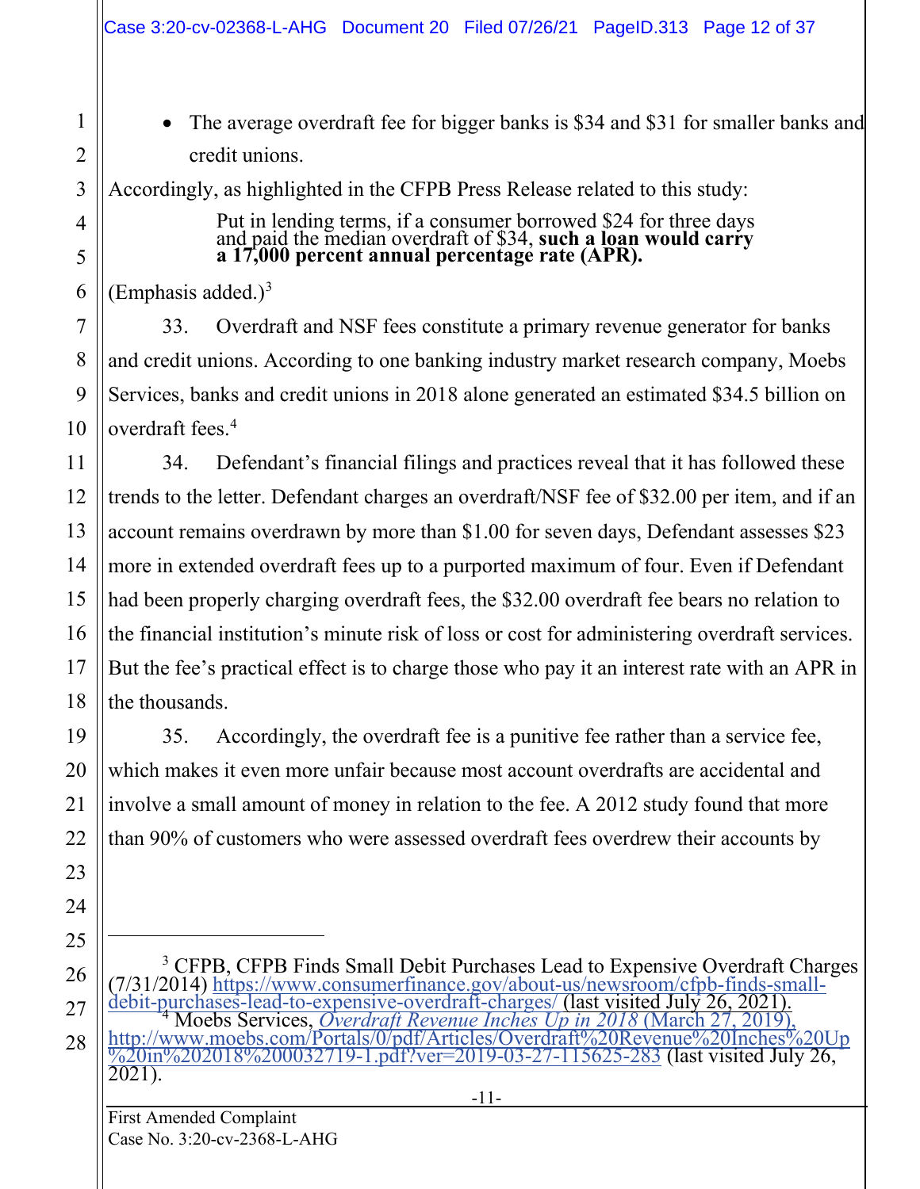- The average overdraft fee for bigger banks is $34 and $31 for smaller banks and credit unions.

Accordingly, as highlighted in the CFPB Press Release related to this study:

> Put in lending terms, if a consumer borrowed $24 for three days and paid the median overdraft of $34, **such a loan would carry a 17,000 percent annual percentage rate (APR).**

(Emphasis added.)[3]

33. Overdraft and NSF fees constitute a primary revenue generator for banks and credit unions. According to one banking industry market research company, Moebs Services, banks and credit unions in 2018 alone generated an estimated $34.5 billion on overdraft fees.[4]

34. Defendant's financial filings and practices reveal that it has followed these trends to the letter. Defendant charges an overdraft/NSF fee of $32.00 per item, and if an account remains overdrawn by more than $1.00 for seven days, Defendant assesses $23 more in extended overdraft fees up to a purported maximum of four. Even if Defendant had been properly charging overdraft fees, the $32.00 overdraft fee bears no relation to the financial institution's minute risk of loss or cost for administering overdraft services. But the fee's practical effect is to charge those who pay it an interest rate with an APR in the thousands.

35. Accordingly, the overdraft fee is a punitive fee rather than a service fee, which makes it even more unfair because most account overdrafts are accidental and involve a small amount of money in relation to the fee. A 2012 study found that more than 90% of customers who were assessed overdraft fees overdrew their accounts by

---

[3] CFPB, CFPB Finds Small Debit Purchases Lead to Expensive Overdraft Charges (7/31/2014) https://www.consumerfinance.gov/about-us/newsroom/cfpb-finds-small-debit-purchases-lead-to-expensive-overdraft-charges/ (last visited July 26, 2021).

[4] Moebs Services, *Overdraft Revenue Inches Up in 2018* (March 27, 2019), http://www.moebs.com/Portals/0/pdf/Articles/Overdraft%20Revenue%20Inches%20Up%20in%202018%200032719-1.pdf?ver=2019-03-27-115625-283 (last visited July 26, 2021).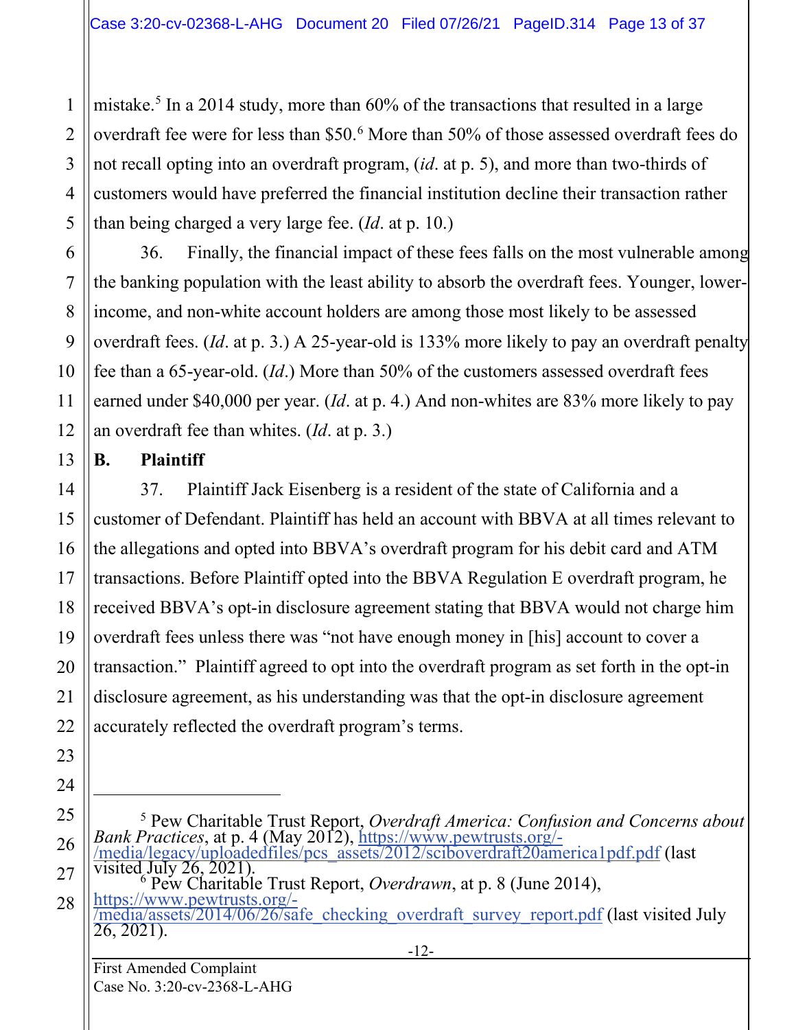mistake.[5] In a 2014 study, more than 60% of the transactions that resulted in a large overdraft fee were for less than $50.[6] More than 50% of those assessed overdraft fees do not recall opting into an overdraft program, (*id*. at p. 5), and more than two-thirds of customers would have preferred the financial institution decline their transaction rather than being charged a very large fee. (*Id*. at p. 10.)

36. Finally, the financial impact of these fees falls on the most vulnerable among the banking population with the least ability to absorb the overdraft fees. Younger, lower-income, and non-white account holders are among those most likely to be assessed overdraft fees. (*Id*. at p. 3.) A 25-year-old is 133% more likely to pay an overdraft penalty fee than a 65-year-old. (*Id*.) More than 50% of the customers assessed overdraft fees earned under $40,000 per year. (*Id*. at p. 4.) And non-whites are 83% more likely to pay an overdraft fee than whites. (*Id*. at p. 3.)

## B. Plaintiff

37. Plaintiff Jack Eisenberg is a resident of the state of California and a customer of Defendant. Plaintiff has held an account with BBVA at all times relevant to the allegations and opted into BBVA's overdraft program for his debit card and ATM transactions. Before Plaintiff opted into the BBVA Regulation E overdraft program, he received BBVA's opt-in disclosure agreement stating that BBVA would not charge him overdraft fees unless there was "not have enough money in [his] account to cover a transaction." Plaintiff agreed to opt into the overdraft program as set forth in the opt-in disclosure agreement, as his understanding was that the opt-in disclosure agreement accurately reflected the overdraft program's terms.

---

[5] Pew Charitable Trust Report, *Overdraft America: Confusion and Concerns about Bank Practices*, at p. 4 (May 2012), https://www.pewtrusts.org/-/media/legacy/uploadedfiles/pcs_assets/2012/sciboverdraft20america1pdf.pdf (last visited July 26, 2021).

[6] Pew Charitable Trust Report, *Overdrawn*, at p. 8 (June 2014), https://www.pewtrusts.org/-/media/assets/2014/06/26/safe_checking_overdraft_survey_report.pdf (last visited July 26, 2021).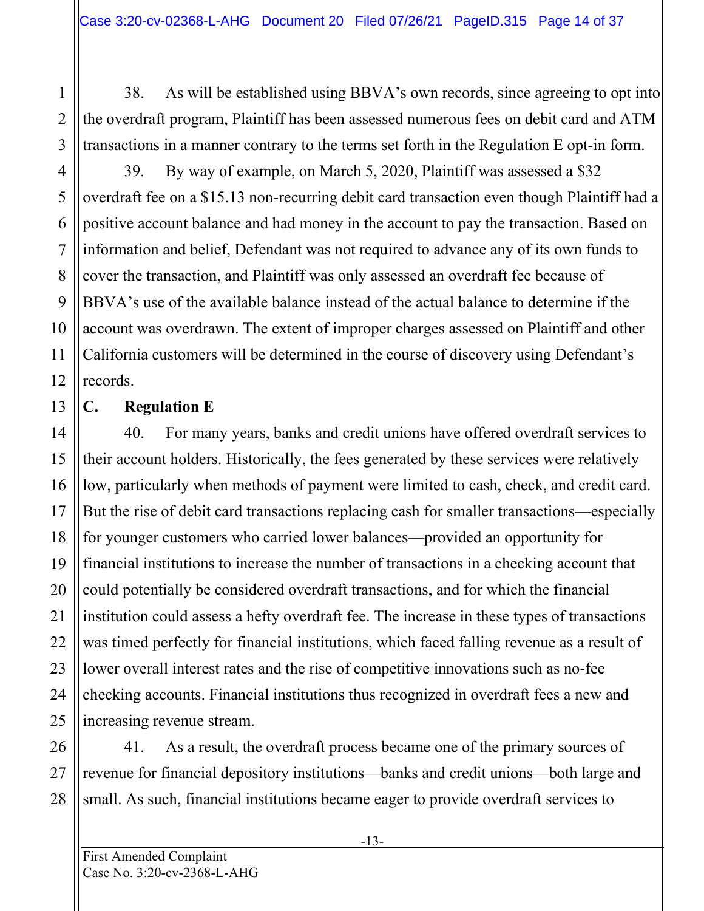38. As will be established using BBVA's own records, since agreeing to opt into the overdraft program, Plaintiff has been assessed numerous fees on debit card and ATM transactions in a manner contrary to the terms set forth in the Regulation E opt-in form.

39. By way of example, on March 5, 2020, Plaintiff was assessed a $32 overdraft fee on a $15.13 non-recurring debit card transaction even though Plaintiff had a positive account balance and had money in the account to pay the transaction. Based on information and belief, Defendant was not required to advance any of its own funds to cover the transaction, and Plaintiff was only assessed an overdraft fee because of BBVA's use of the available balance instead of the actual balance to determine if the account was overdrawn. The extent of improper charges assessed on Plaintiff and other California customers will be determined in the course of discovery using Defendant's records.

### C. Regulation E

40. For many years, banks and credit unions have offered overdraft services to their account holders. Historically, the fees generated by these services were relatively low, particularly when methods of payment were limited to cash, check, and credit card. But the rise of debit card transactions replacing cash for smaller transactions—especially for younger customers who carried lower balances—provided an opportunity for financial institutions to increase the number of transactions in a checking account that could potentially be considered overdraft transactions, and for which the financial institution could assess a hefty overdraft fee. The increase in these types of transactions was timed perfectly for financial institutions, which faced falling revenue as a result of lower overall interest rates and the rise of competitive innovations such as no-fee checking accounts. Financial institutions thus recognized in overdraft fees a new and increasing revenue stream.

41. As a result, the overdraft process became one of the primary sources of revenue for financial depository institutions—banks and credit unions—both large and small. As such, financial institutions became eager to provide overdraft services to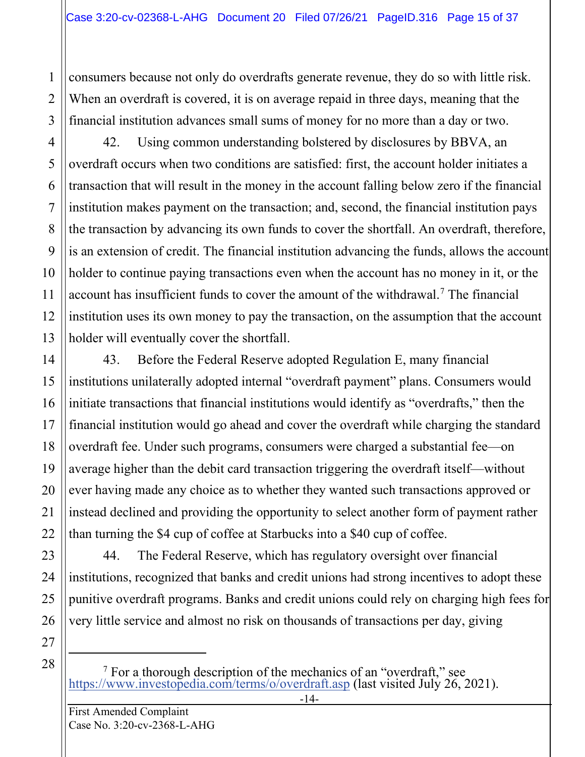consumers because not only do overdrafts generate revenue, they do so with little risk. When an overdraft is covered, it is on average repaid in three days, meaning that the financial institution advances small sums of money for no more than a day or two.

42. Using common understanding bolstered by disclosures by BBVA, an overdraft occurs when two conditions are satisfied: first, the account holder initiates a transaction that will result in the money in the account falling below zero if the financial institution makes payment on the transaction; and, second, the financial institution pays the transaction by advancing its own funds to cover the shortfall. An overdraft, therefore, is an extension of credit. The financial institution advancing the funds, allows the account holder to continue paying transactions even when the account has no money in it, or the account has insufficient funds to cover the amount of the withdrawal.[7] The financial institution uses its own money to pay the transaction, on the assumption that the account holder will eventually cover the shortfall.

43. Before the Federal Reserve adopted Regulation E, many financial institutions unilaterally adopted internal "overdraft payment" plans. Consumers would initiate transactions that financial institutions would identify as "overdrafts," then the financial institution would go ahead and cover the overdraft while charging the standard overdraft fee. Under such programs, consumers were charged a substantial fee—on average higher than the debit card transaction triggering the overdraft itself—without ever having made any choice as to whether they wanted such transactions approved or instead declined and providing the opportunity to select another form of payment rather than turning the $4 cup of coffee at Starbucks into a $40 cup of coffee.

44. The Federal Reserve, which has regulatory oversight over financial institutions, recognized that banks and credit unions had strong incentives to adopt these punitive overdraft programs. Banks and credit unions could rely on charging high fees for very little service and almost no risk on thousands of transactions per day, giving

---

[7] For a thorough description of the mechanics of an "overdraft," see https://www.investopedia.com/terms/o/overdraft.asp (last visited July 26, 2021).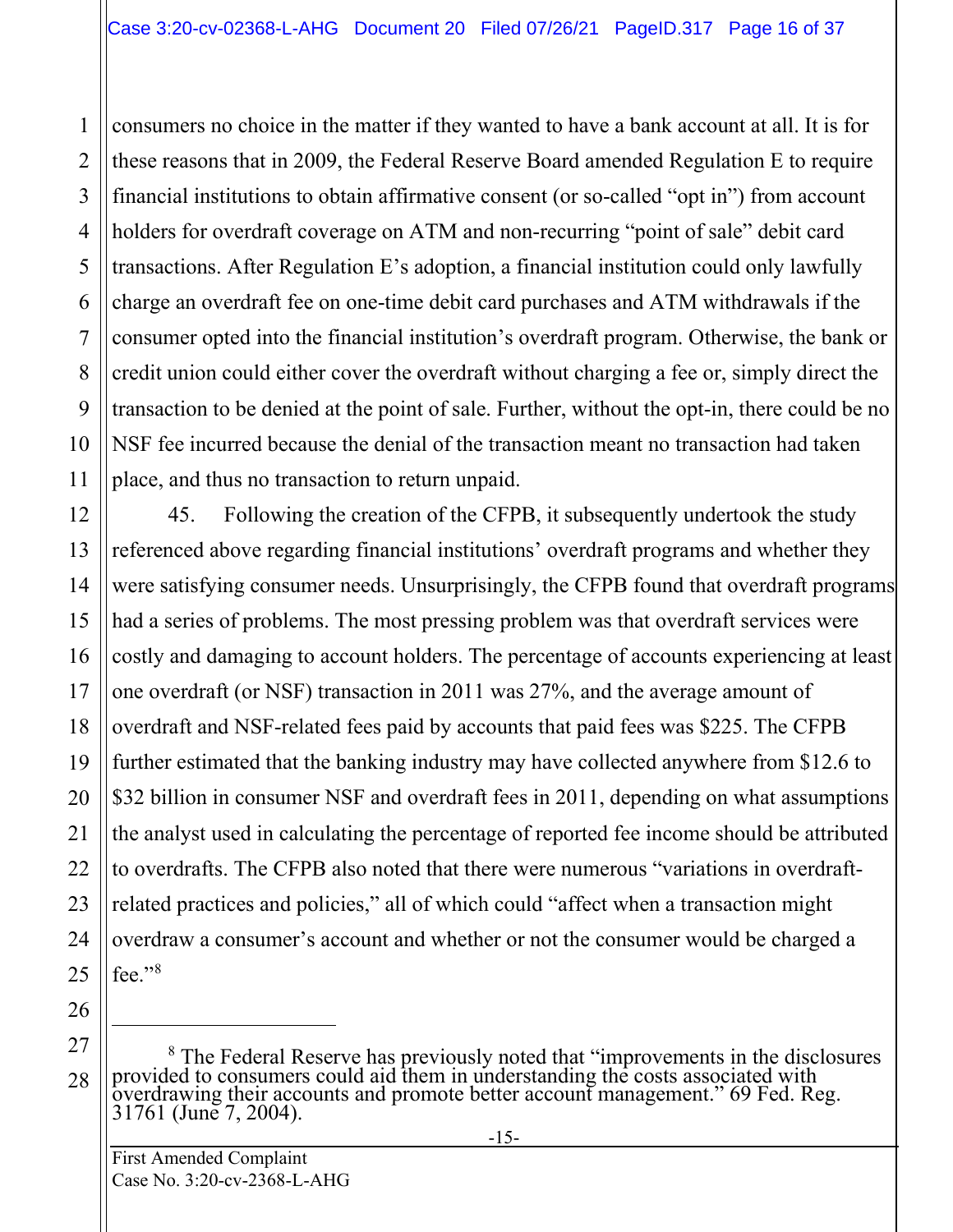consumers no choice in the matter if they wanted to have a bank account at all. It is for these reasons that in 2009, the Federal Reserve Board amended Regulation E to require financial institutions to obtain affirmative consent (or so-called "opt in") from account holders for overdraft coverage on ATM and non-recurring "point of sale" debit card transactions. After Regulation E's adoption, a financial institution could only lawfully charge an overdraft fee on one-time debit card purchases and ATM withdrawals if the consumer opted into the financial institution's overdraft program. Otherwise, the bank or credit union could either cover the overdraft without charging a fee or, simply direct the transaction to be denied at the point of sale. Further, without the opt-in, there could be no NSF fee incurred because the denial of the transaction meant no transaction had taken place, and thus no transaction to return unpaid.

45. Following the creation of the CFPB, it subsequently undertook the study referenced above regarding financial institutions' overdraft programs and whether they were satisfying consumer needs. Unsurprisingly, the CFPB found that overdraft programs had a series of problems. The most pressing problem was that overdraft services were costly and damaging to account holders. The percentage of accounts experiencing at least one overdraft (or NSF) transaction in 2011 was 27%, and the average amount of overdraft and NSF-related fees paid by accounts that paid fees was $225. The CFPB further estimated that the banking industry may have collected anywhere from $12.6 to $32 billion in consumer NSF and overdraft fees in 2011, depending on what assumptions the analyst used in calculating the percentage of reported fee income should be attributed to overdrafts. The CFPB also noted that there were numerous "variations in overdraft-related practices and policies," all of which could "affect when a transaction might overdraw a consumer's account and whether or not the consumer would be charged a fee."[8]

---

[8] The Federal Reserve has previously noted that "improvements in the disclosures provided to consumers could aid them in understanding the costs associated with overdrawing their accounts and promote better account management." 69 Fed. Reg. 31761 (June 7, 2004).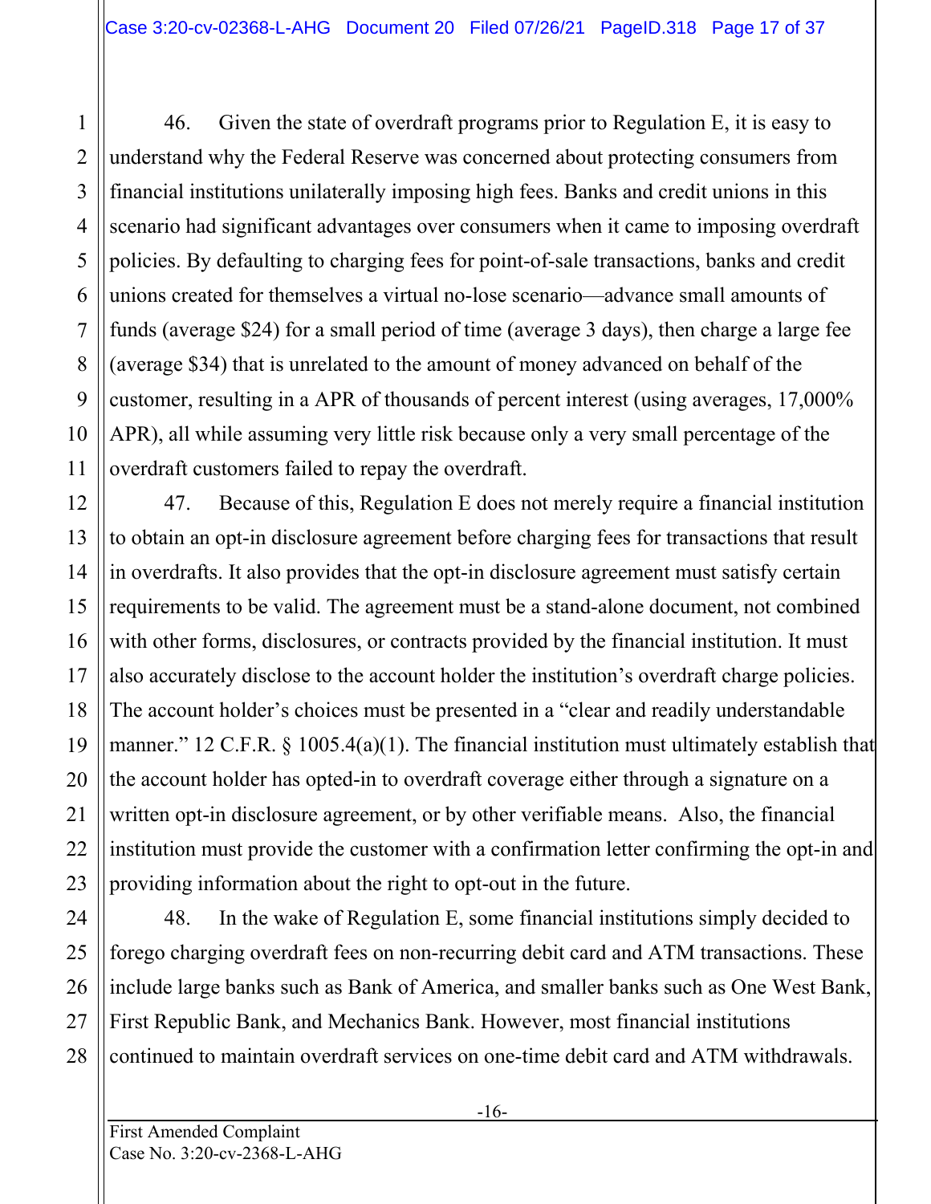46. Given the state of overdraft programs prior to Regulation E, it is easy to understand why the Federal Reserve was concerned about protecting consumers from financial institutions unilaterally imposing high fees. Banks and credit unions in this scenario had significant advantages over consumers when it came to imposing overdraft policies. By defaulting to charging fees for point-of-sale transactions, banks and credit unions created for themselves a virtual no-lose scenario—advance small amounts of funds (average $24) for a small period of time (average 3 days), then charge a large fee (average $34) that is unrelated to the amount of money advanced on behalf of the customer, resulting in a APR of thousands of percent interest (using averages, 17,000% APR), all while assuming very little risk because only a very small percentage of the overdraft customers failed to repay the overdraft.

47. Because of this, Regulation E does not merely require a financial institution to obtain an opt-in disclosure agreement before charging fees for transactions that result in overdrafts. It also provides that the opt-in disclosure agreement must satisfy certain requirements to be valid. The agreement must be a stand-alone document, not combined with other forms, disclosures, or contracts provided by the financial institution. It must also accurately disclose to the account holder the institution's overdraft charge policies. The account holder's choices must be presented in a "clear and readily understandable manner." 12 C.F.R. § 1005.4(a)(1). The financial institution must ultimately establish that the account holder has opted-in to overdraft coverage either through a signature on a written opt-in disclosure agreement, or by other verifiable means. Also, the financial institution must provide the customer with a confirmation letter confirming the opt-in and providing information about the right to opt-out in the future.

48. In the wake of Regulation E, some financial institutions simply decided to forego charging overdraft fees on non-recurring debit card and ATM transactions. These include large banks such as Bank of America, and smaller banks such as One West Bank, First Republic Bank, and Mechanics Bank. However, most financial institutions continued to maintain overdraft services on one-time debit card and ATM withdrawals.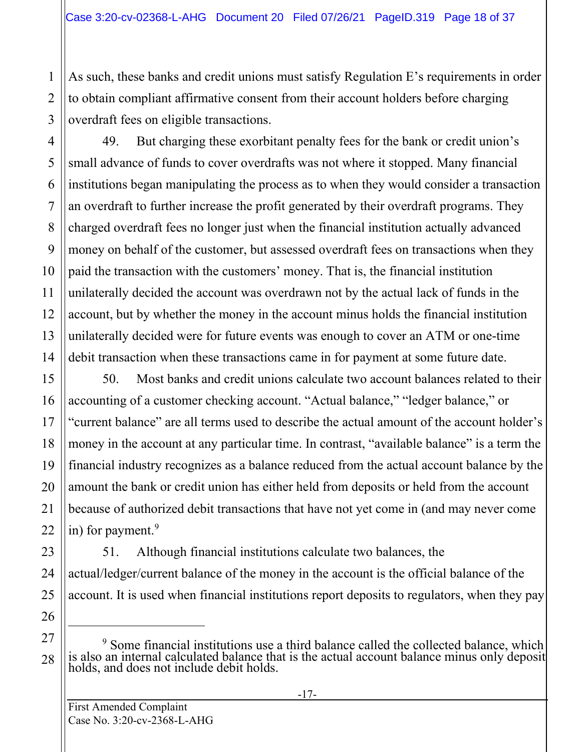As such, these banks and credit unions must satisfy Regulation E's requirements in order to obtain compliant affirmative consent from their account holders before charging overdraft fees on eligible transactions.

49. But charging these exorbitant penalty fees for the bank or credit union's small advance of funds to cover overdrafts was not where it stopped. Many financial institutions began manipulating the process as to when they would consider a transaction an overdraft to further increase the profit generated by their overdraft programs. They charged overdraft fees no longer just when the financial institution actually advanced money on behalf of the customer, but assessed overdraft fees on transactions when they paid the transaction with the customers' money. That is, the financial institution unilaterally decided the account was overdrawn not by the actual lack of funds in the account, but by whether the money in the account minus holds the financial institution unilaterally decided were for future events was enough to cover an ATM or one-time debit transaction when these transactions came in for payment at some future date.

50. Most banks and credit unions calculate two account balances related to their accounting of a customer checking account. "Actual balance," "ledger balance," or "current balance" are all terms used to describe the actual amount of the account holder's money in the account at any particular time. In contrast, "available balance" is a term the financial industry recognizes as a balance reduced from the actual account balance by the amount the bank or credit union has either held from deposits or held from the account because of authorized debit transactions that have not yet come in (and may never come in) for payment.[9]

51. Although financial institutions calculate two balances, the actual/ledger/current balance of the money in the account is the official balance of the account. It is used when financial institutions report deposits to regulators, when they pay

---

[9] Some financial institutions use a third balance called the collected balance, which is also an internal calculated balance that is the actual account balance minus only deposit holds, and does not include debit holds.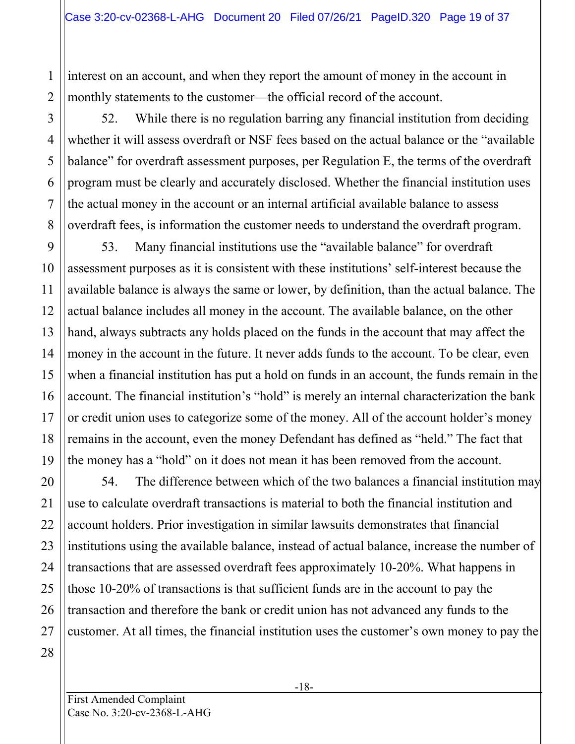interest on an account, and when they report the amount of money in the account in monthly statements to the customer—the official record of the account.

52. While there is no regulation barring any financial institution from deciding whether it will assess overdraft or NSF fees based on the actual balance or the "available balance" for overdraft assessment purposes, per Regulation E, the terms of the overdraft program must be clearly and accurately disclosed. Whether the financial institution uses the actual money in the account or an internal artificial available balance to assess overdraft fees, is information the customer needs to understand the overdraft program.

53. Many financial institutions use the "available balance" for overdraft assessment purposes as it is consistent with these institutions' self-interest because the available balance is always the same or lower, by definition, than the actual balance. The actual balance includes all money in the account. The available balance, on the other hand, always subtracts any holds placed on the funds in the account that may affect the money in the account in the future. It never adds funds to the account. To be clear, even when a financial institution has put a hold on funds in an account, the funds remain in the account. The financial institution's "hold" is merely an internal characterization the bank or credit union uses to categorize some of the money. All of the account holder's money remains in the account, even the money Defendant has defined as "held." The fact that the money has a "hold" on it does not mean it has been removed from the account.

54. The difference between which of the two balances a financial institution may use to calculate overdraft transactions is material to both the financial institution and account holders. Prior investigation in similar lawsuits demonstrates that financial institutions using the available balance, instead of actual balance, increase the number of transactions that are assessed overdraft fees approximately 10-20%. What happens in those 10-20% of transactions is that sufficient funds are in the account to pay the transaction and therefore the bank or credit union has not advanced any funds to the customer. At all times, the financial institution uses the customer's own money to pay the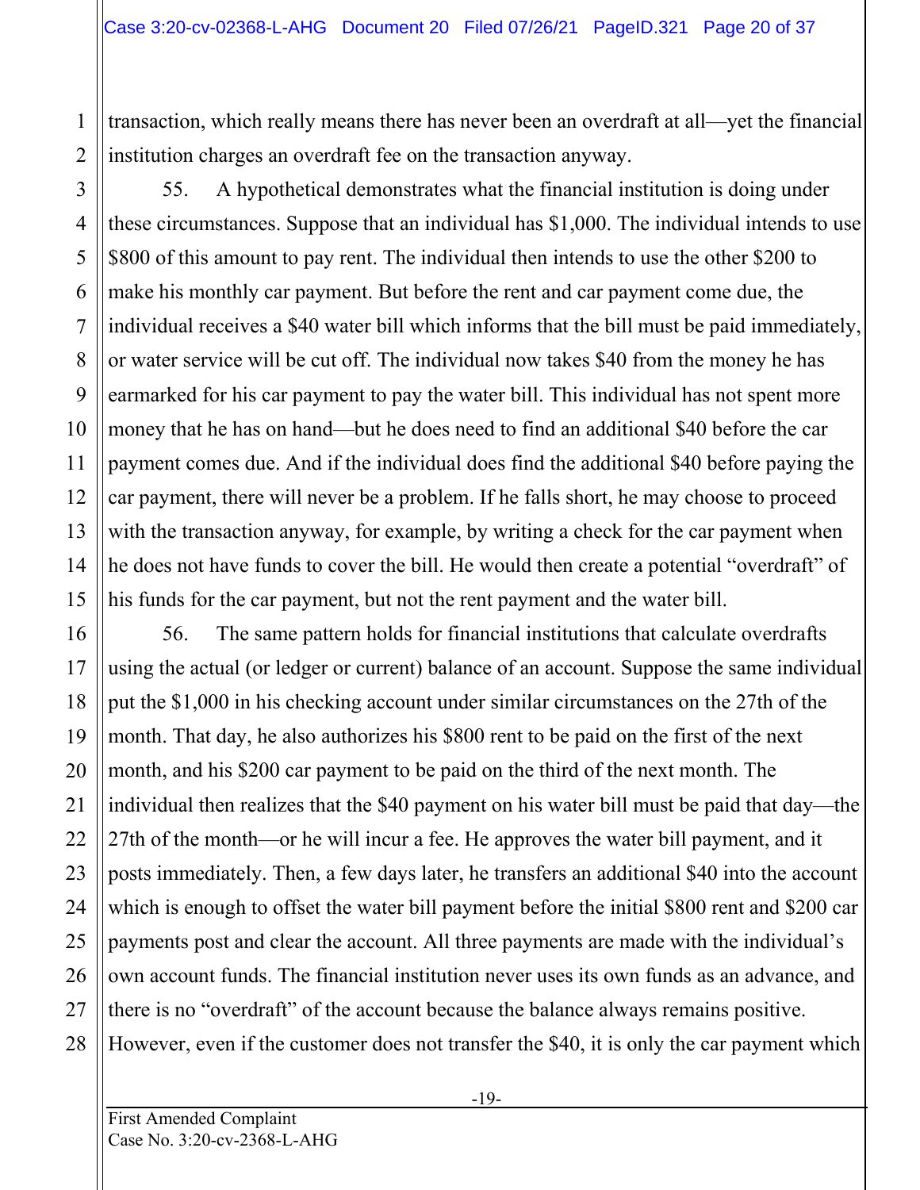transaction, which really means there has never been an overdraft at all—yet the financial institution charges an overdraft fee on the transaction anyway.

55. A hypothetical demonstrates what the financial institution is doing under these circumstances. Suppose that an individual has $1,000. The individual intends to use $800 of this amount to pay rent. The individual then intends to use the other $200 to make his monthly car payment. But before the rent and car payment come due, the individual receives a $40 water bill which informs that the bill must be paid immediately, or water service will be cut off. The individual now takes $40 from the money he has earmarked for his car payment to pay the water bill. This individual has not spent more money that he has on hand—but he does need to find an additional $40 before the car payment comes due. And if the individual does find the additional $40 before paying the car payment, there will never be a problem. If he falls short, he may choose to proceed with the transaction anyway, for example, by writing a check for the car payment when he does not have funds to cover the bill. He would then create a potential "overdraft" of his funds for the car payment, but not the rent payment and the water bill.

56. The same pattern holds for financial institutions that calculate overdrafts using the actual (or ledger or current) balance of an account. Suppose the same individual put the $1,000 in his checking account under similar circumstances on the 27th of the month. That day, he also authorizes his $800 rent to be paid on the first of the next month, and his $200 car payment to be paid on the third of the next month. The individual then realizes that the $40 payment on his water bill must be paid that day—the 27th of the month—or he will incur a fee. He approves the water bill payment, and it posts immediately. Then, a few days later, he transfers an additional $40 into the account which is enough to offset the water bill payment before the initial $800 rent and $200 car payments post and clear the account. All three payments are made with the individual's own account funds. The financial institution never uses its own funds as an advance, and there is no "overdraft" of the account because the balance always remains positive. However, even if the customer does not transfer the $40, it is only the car payment which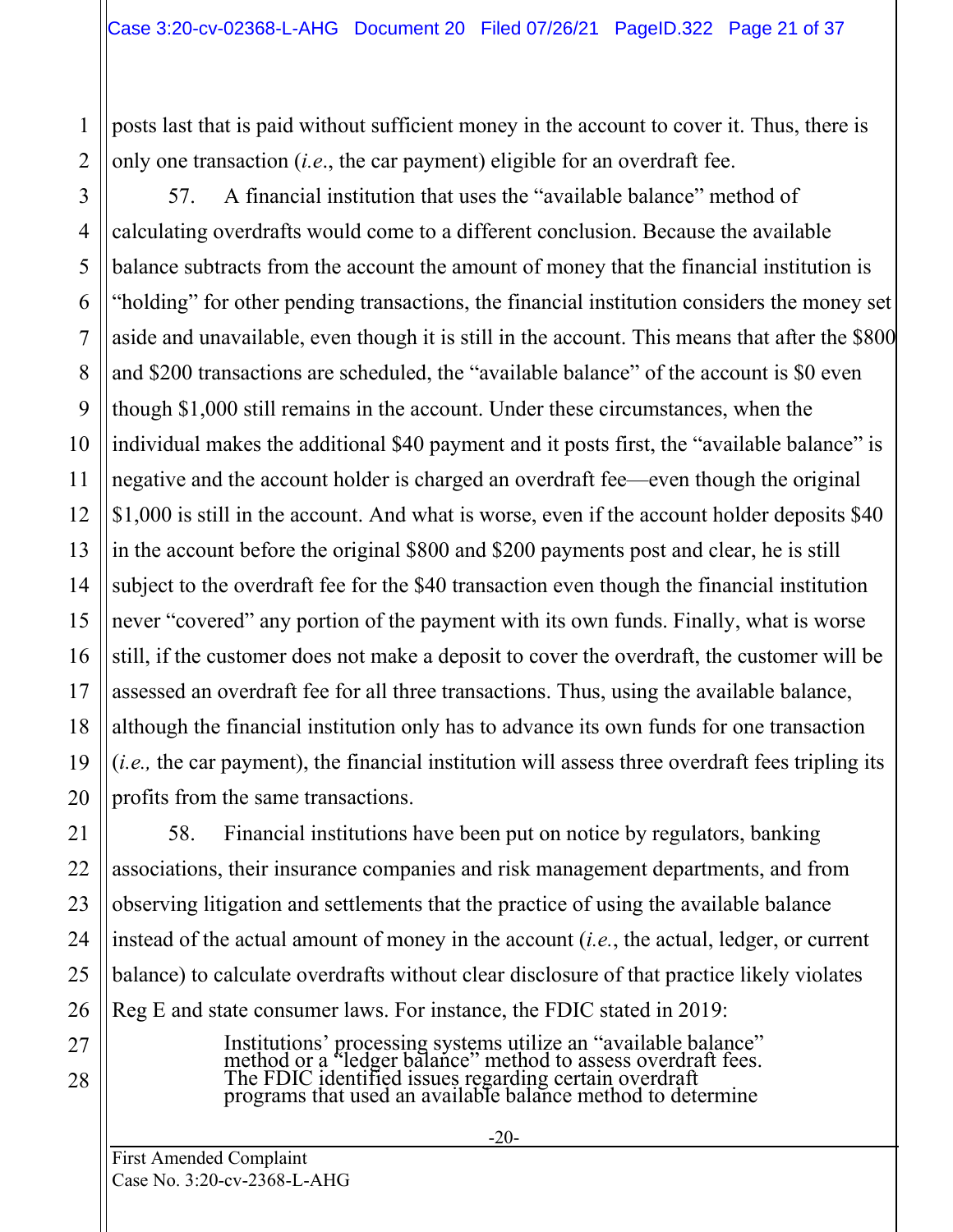posts last that is paid without sufficient money in the account to cover it. Thus, there is only one transaction (*i.e.*, the car payment) eligible for an overdraft fee.

57. A financial institution that uses the "available balance" method of calculating overdrafts would come to a different conclusion. Because the available balance subtracts from the account the amount of money that the financial institution is "holding" for other pending transactions, the financial institution considers the money set aside and unavailable, even though it is still in the account. This means that after the $800 and $200 transactions are scheduled, the "available balance" of the account is $0 even though $1,000 still remains in the account. Under these circumstances, when the individual makes the additional $40 payment and it posts first, the "available balance" is negative and the account holder is charged an overdraft fee—even though the original $1,000 is still in the account. And what is worse, even if the account holder deposits $40 in the account before the original $800 and $200 payments post and clear, he is still subject to the overdraft fee for the $40 transaction even though the financial institution never "covered" any portion of the payment with its own funds. Finally, what is worse still, if the customer does not make a deposit to cover the overdraft, the customer will be assessed an overdraft fee for all three transactions. Thus, using the available balance, although the financial institution only has to advance its own funds for one transaction (*i.e.,* the car payment), the financial institution will assess three overdraft fees tripling its profits from the same transactions.

58. Financial institutions have been put on notice by regulators, banking associations, their insurance companies and risk management departments, and from observing litigation and settlements that the practice of using the available balance instead of the actual amount of money in the account (*i.e.*, the actual, ledger, or current balance) to calculate overdrafts without clear disclosure of that practice likely violates Reg E and state consumer laws. For instance, the FDIC stated in 2019:

> Institutions' processing systems utilize an "available balance" method or a "ledger balance" method to assess overdraft fees. The FDIC identified issues regarding certain overdraft programs that used an available balance method to determine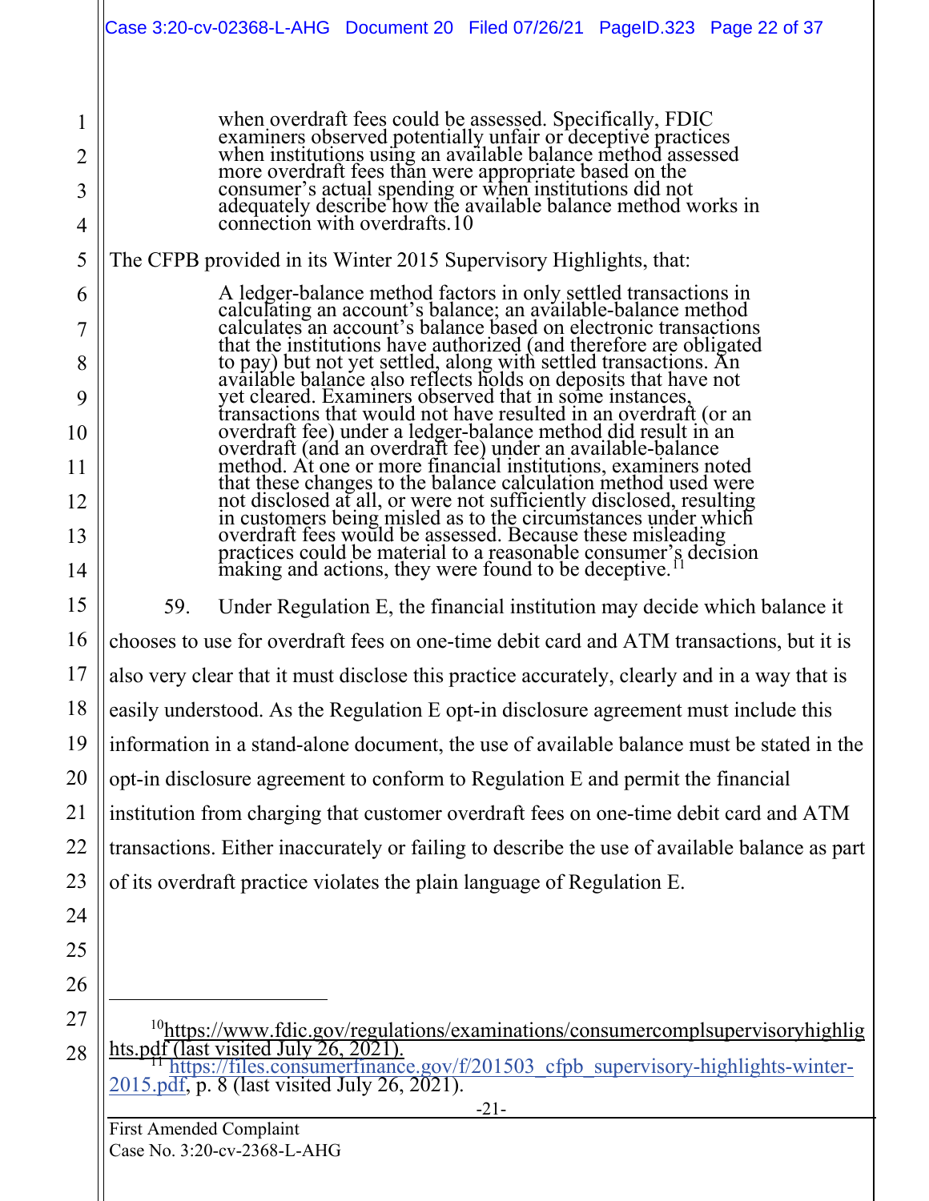> when overdraft fees could be assessed. Specifically, FDIC examiners observed potentially unfair or deceptive practices when institutions using an available balance method assessed more overdraft fees than were appropriate based on the consumer's actual spending or when institutions did not adequately describe how the available balance method works in connection with overdrafts.10

The CFPB provided in its Winter 2015 Supervisory Highlights, that:

> A ledger-balance method factors in only settled transactions in calculating an account's balance; an available-balance method calculates an account's balance based on electronic transactions that the institutions have authorized (and therefore are obligated to pay) but not yet settled, along with settled transactions. An available balance also reflects holds on deposits that have not yet cleared. Examiners observed that in some instances, transactions that would not have resulted in an overdraft (or an overdraft fee) under a ledger-balance method did result in an overdraft (and an overdraft fee) under an available-balance method. At one or more financial institutions, examiners noted that these changes to the balance calculation method used were not disclosed at all, or were not sufficiently disclosed, resulting in customers being misled as to the circumstances under which overdraft fees would be assessed. Because these misleading practices could be material to a reasonable consumer's decision making and actions, they were found to be deceptive.[11]

59. Under Regulation E, the financial institution may decide which balance it chooses to use for overdraft fees on one-time debit card and ATM transactions, but it is also very clear that it must disclose this practice accurately, clearly and in a way that is easily understood. As the Regulation E opt-in disclosure agreement must include this information in a stand-alone document, the use of available balance must be stated in the opt-in disclosure agreement to conform to Regulation E and permit the financial institution from charging that customer overdraft fees on one-time debit card and ATM transactions. Either inaccurately or failing to describe the use of available balance as part of its overdraft practice violates the plain language of Regulation E.

---

[10] https://www.fdic.gov/regulations/examinations/consumercomplsupervisoryhighlights.pdf (last visited July 26, 2021).

[11] https://files.consumerfinance.gov/f/201503_cfpb_supervisory-highlights-winter-2015.pdf, p. 8 (last visited July 26, 2021).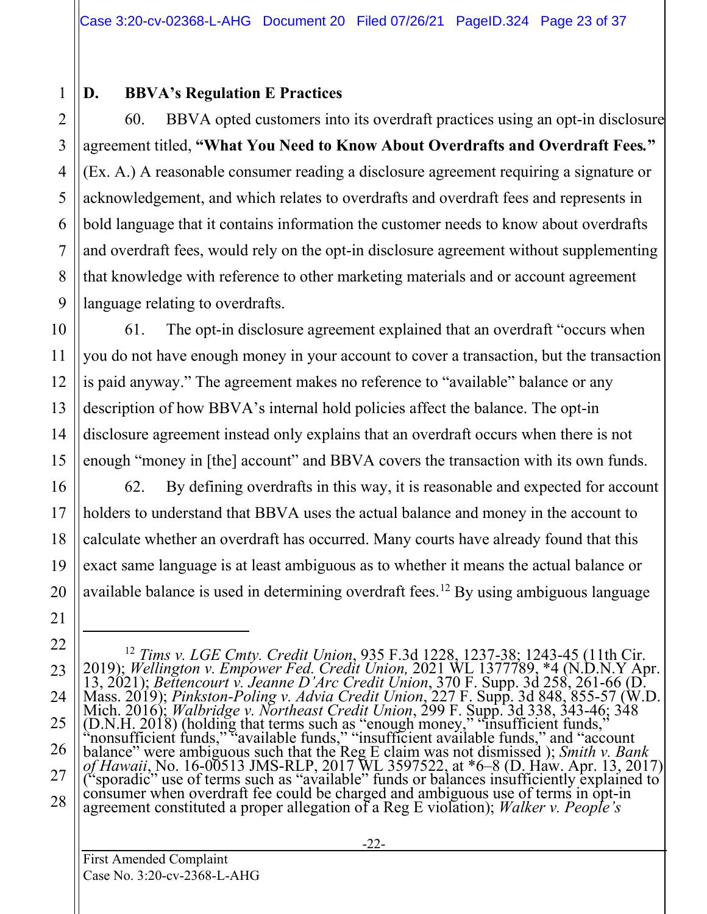### D. BBVA's Regulation E Practices

60. BBVA opted customers into its overdraft practices using an opt-in disclosure agreement titled, **"What You Need to Know About Overdrafts and Overdraft Fees."** (Ex. A.) A reasonable consumer reading a disclosure agreement requiring a signature or acknowledgement, and which relates to overdrafts and overdraft fees and represents in bold language that it contains information the customer needs to know about overdrafts and overdraft fees, would rely on the opt-in disclosure agreement without supplementing that knowledge with reference to other marketing materials and or account agreement language relating to overdrafts.

61. The opt-in disclosure agreement explained that an overdraft "occurs when you do not have enough money in your account to cover a transaction, but the transaction is paid anyway." The agreement makes no reference to "available" balance or any description of how BBVA's internal hold policies affect the balance. The opt-in disclosure agreement instead only explains that an overdraft occurs when there is not enough "money in [the] account" and BBVA covers the transaction with its own funds.

62. By defining overdrafts in this way, it is reasonable and expected for account holders to understand that BBVA uses the actual balance and money in the account to calculate whether an overdraft has occurred. Many courts have already found that this exact same language is at least ambiguous as to whether it means the actual balance or available balance is used in determining overdraft fees.[12] By using ambiguous language

---

[12] *Tims v. LGE Cmty. Credit Union*, 935 F.3d 1228, 1237-38; 1243-45 (11th Cir. 2019); *Wellington v. Empower Fed. Credit Union,* 2021 WL 1377789, *4 (N.D.N.Y Apr. 13, 2021); *Bettencourt v. Jeanne D'Arc Credit Union*, 370 F. Supp. 3d 258, 261-66 (D. Mass. 2019); *Pinkston-Poling v. Advia Credit Union*, 227 F. Supp. 3d 848, 855-57 (W.D. Mich. 2016); *Walbridge v. Northeast Credit Union*, 299 F. Supp. 3d 338, 343-46; 348 (D.N.H. 2018) (holding that terms such as "enough money," "insufficient funds," "nonsufficient funds," "available funds," "insufficient available funds," and "account balance" were ambiguous such that the Reg E claim was not dismissed ); *Smith v. Bank of Hawaii*, No. 16-00513 JMS-RLP, 2017 WL 3597522, at *6–8 (D. Haw. Apr. 13, 2017) ("sporadic" use of terms such as "available" funds or balances insufficiently explained to consumer when overdraft fee could be charged and ambiguous use of terms in opt-in agreement constituted a proper allegation of a Reg E violation); *Walker v. People's*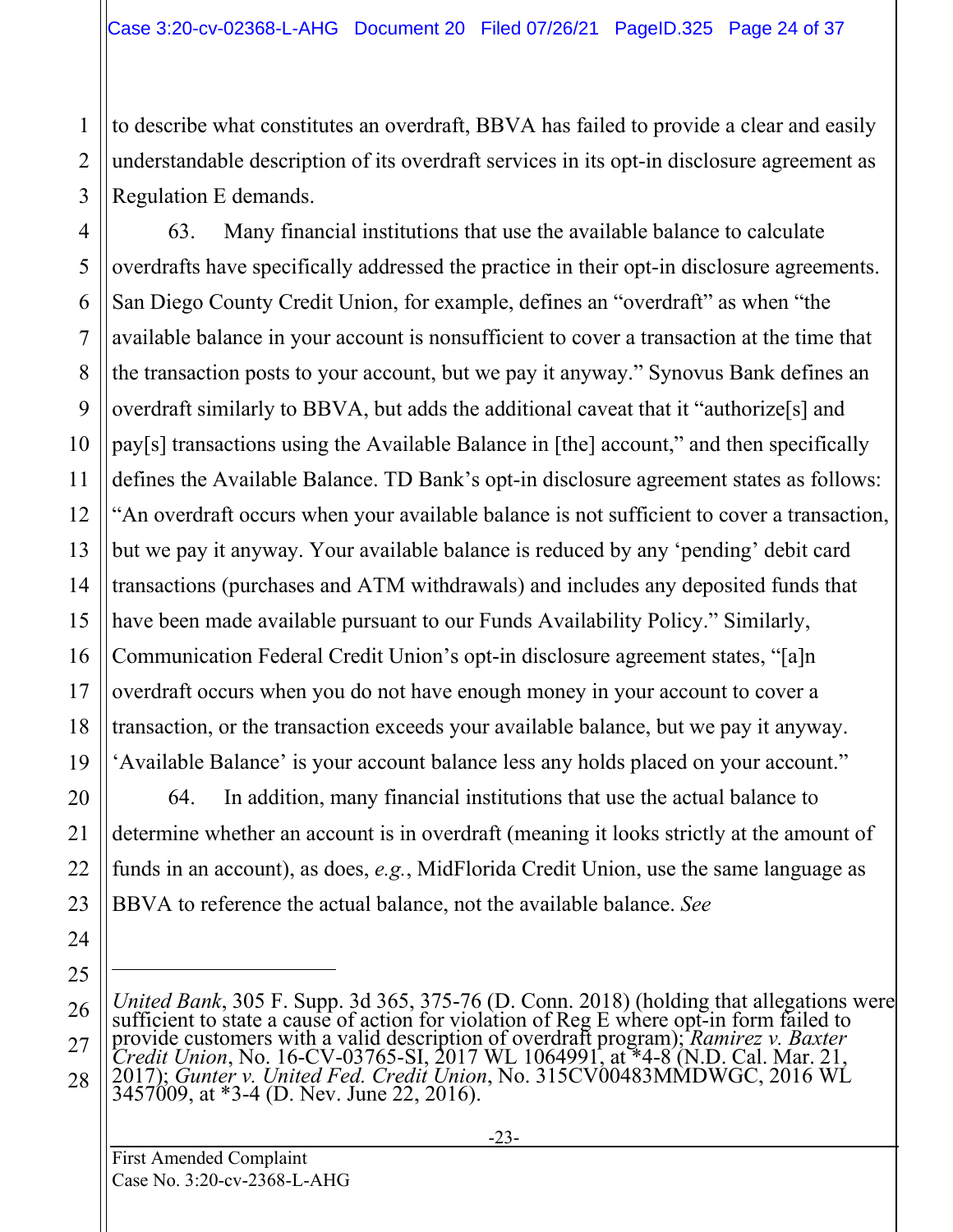to describe what constitutes an overdraft, BBVA has failed to provide a clear and easily understandable description of its overdraft services in its opt-in disclosure agreement as Regulation E demands.

63. Many financial institutions that use the available balance to calculate overdrafts have specifically addressed the practice in their opt-in disclosure agreements. San Diego County Credit Union, for example, defines an "overdraft" as when "the available balance in your account is nonsufficient to cover a transaction at the time that the transaction posts to your account, but we pay it anyway." Synovus Bank defines an overdraft similarly to BBVA, but adds the additional caveat that it "authorize[s] and pay[s] transactions using the Available Balance in [the] account," and then specifically defines the Available Balance. TD Bank's opt-in disclosure agreement states as follows: "An overdraft occurs when your available balance is not sufficient to cover a transaction, but we pay it anyway. Your available balance is reduced by any 'pending' debit card transactions (purchases and ATM withdrawals) and includes any deposited funds that have been made available pursuant to our Funds Availability Policy." Similarly, Communication Federal Credit Union's opt-in disclosure agreement states, "[a]n overdraft occurs when you do not have enough money in your account to cover a transaction, or the transaction exceeds your available balance, but we pay it anyway. 'Available Balance' is your account balance less any holds placed on your account."

64. In addition, many financial institutions that use the actual balance to determine whether an account is in overdraft (meaning it looks strictly at the amount of funds in an account), as does, *e.g.*, MidFlorida Credit Union, use the same language as BBVA to reference the actual balance, not the available balance. *See*

---

*United Bank*, 305 F. Supp. 3d 365, 375-76 (D. Conn. 2018) (holding that allegations were sufficient to state a cause of action for violation of Reg E where opt-in form failed to provide customers with a valid description of overdraft program); *Ramirez v. Baxter Credit Union*, No. 16-CV-03765-SI, 2017 WL 1064991, at *4-8 (N.D. Cal. Mar. 21, 2017); *Gunter v. United Fed. Credit Union*, No. 315CV00483MMDWGC, 2016 WL 3457009, at *3-4 (D. Nev. June 22, 2016).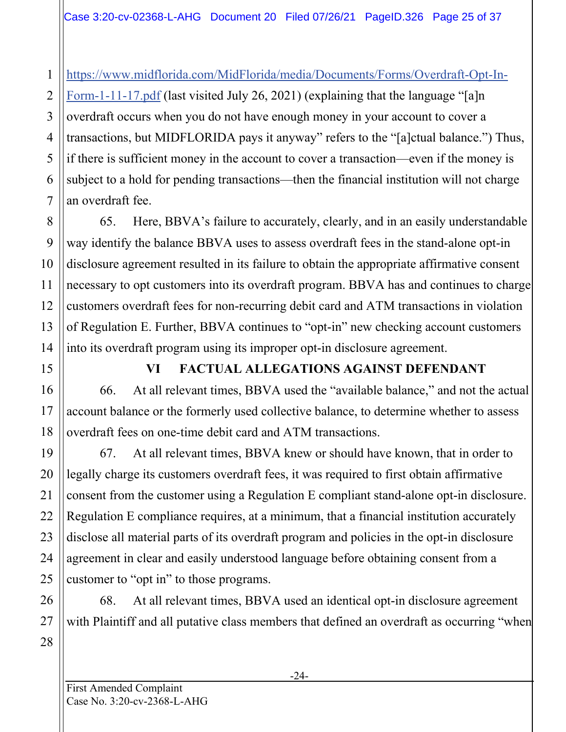https://www.midflorida.com/MidFlorida/media/Documents/Forms/Overdraft-Opt-In-Form-1-11-17.pdf (last visited July 26, 2021) (explaining that the language "[a]n overdraft occurs when you do not have enough money in your account to cover a transactions, but MIDFLORIDA pays it anyway" refers to the "[a]ctual balance.") Thus, if there is sufficient money in the account to cover a transaction—even if the money is subject to a hold for pending transactions—then the financial institution will not charge an overdraft fee.

65. Here, BBVA's failure to accurately, clearly, and in an easily understandable way identify the balance BBVA uses to assess overdraft fees in the stand-alone opt-in disclosure agreement resulted in its failure to obtain the appropriate affirmative consent necessary to opt customers into its overdraft program. BBVA has and continues to charge customers overdraft fees for non-recurring debit card and ATM transactions in violation of Regulation E. Further, BBVA continues to "opt-in" new checking account customers into its overdraft program using its improper opt-in disclosure agreement.

## VI FACTUAL ALLEGATIONS AGAINST DEFENDANT

66. At all relevant times, BBVA used the "available balance," and not the actual account balance or the formerly used collective balance, to determine whether to assess overdraft fees on one-time debit card and ATM transactions.

67. At all relevant times, BBVA knew or should have known, that in order to legally charge its customers overdraft fees, it was required to first obtain affirmative consent from the customer using a Regulation E compliant stand-alone opt-in disclosure. Regulation E compliance requires, at a minimum, that a financial institution accurately disclose all material parts of its overdraft program and policies in the opt-in disclosure agreement in clear and easily understood language before obtaining consent from a customer to "opt in" to those programs.

68. At all relevant times, BBVA used an identical opt-in disclosure agreement with Plaintiff and all putative class members that defined an overdraft as occurring "when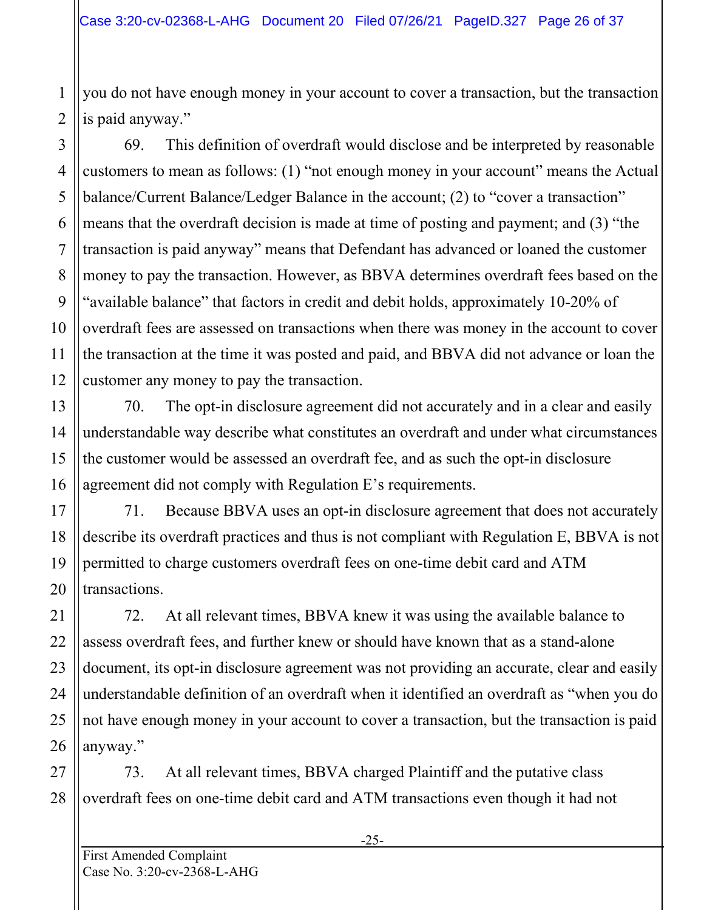you do not have enough money in your account to cover a transaction, but the transaction is paid anyway."

69. This definition of overdraft would disclose and be interpreted by reasonable customers to mean as follows: (1) "not enough money in your account" means the Actual balance/Current Balance/Ledger Balance in the account; (2) to "cover a transaction" means that the overdraft decision is made at time of posting and payment; and (3) "the transaction is paid anyway" means that Defendant has advanced or loaned the customer money to pay the transaction. However, as BBVA determines overdraft fees based on the "available balance" that factors in credit and debit holds, approximately 10-20% of overdraft fees are assessed on transactions when there was money in the account to cover the transaction at the time it was posted and paid, and BBVA did not advance or loan the customer any money to pay the transaction.

70. The opt-in disclosure agreement did not accurately and in a clear and easily understandable way describe what constitutes an overdraft and under what circumstances the customer would be assessed an overdraft fee, and as such the opt-in disclosure agreement did not comply with Regulation E's requirements.

71. Because BBVA uses an opt-in disclosure agreement that does not accurately describe its overdraft practices and thus is not compliant with Regulation E, BBVA is not permitted to charge customers overdraft fees on one-time debit card and ATM transactions.

72. At all relevant times, BBVA knew it was using the available balance to assess overdraft fees, and further knew or should have known that as a stand-alone document, its opt-in disclosure agreement was not providing an accurate, clear and easily understandable definition of an overdraft when it identified an overdraft as "when you do not have enough money in your account to cover a transaction, but the transaction is paid anyway."

73. At all relevant times, BBVA charged Plaintiff and the putative class overdraft fees on one-time debit card and ATM transactions even though it had not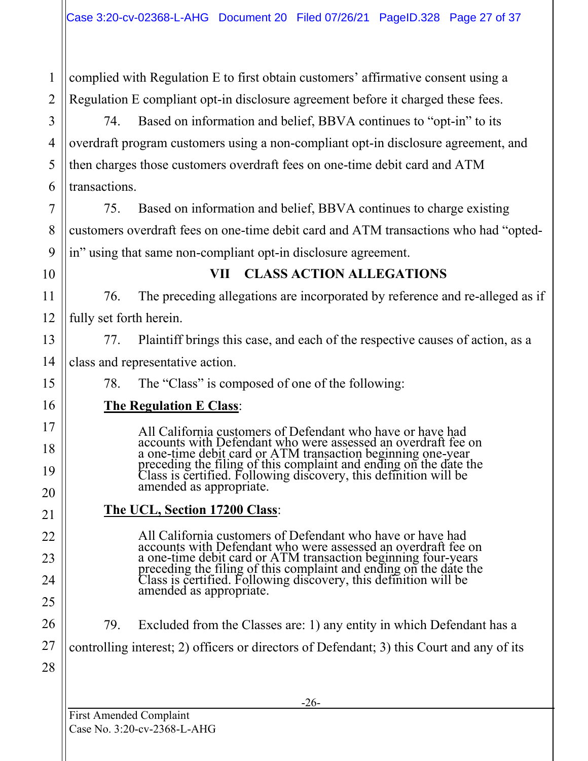complied with Regulation E to first obtain customers' affirmative consent using a Regulation E compliant opt-in disclosure agreement before it charged these fees.

74. Based on information and belief, BBVA continues to "opt-in" to its overdraft program customers using a non-compliant opt-in disclosure agreement, and then charges those customers overdraft fees on one-time debit card and ATM transactions.

75. Based on information and belief, BBVA continues to charge existing customers overdraft fees on one-time debit card and ATM transactions who had "opted-in" using that same non-compliant opt-in disclosure agreement.

## VII CLASS ACTION ALLEGATIONS

76. The preceding allegations are incorporated by reference and re-alleged as if fully set forth herein.

77. Plaintiff brings this case, and each of the respective causes of action, as a class and representative action.

78. The "Class" is composed of one of the following:

**The Regulation E Class**:

> All California customers of Defendant who have or have had accounts with Defendant who were assessed an overdraft fee on a one-time debit card or ATM transaction beginning one-year preceding the filing of this complaint and ending on the date the Class is certified. Following discovery, this definition will be amended as appropriate.

**The UCL, Section 17200 Class**:

> All California customers of Defendant who have or have had accounts with Defendant who were assessed an overdraft fee on a one-time debit card or ATM transaction beginning four-years preceding the filing of this complaint and ending on the date the Class is certified. Following discovery, this definition will be amended as appropriate.

79. Excluded from the Classes are: 1) any entity in which Defendant has a controlling interest; 2) officers or directors of Defendant; 3) this Court and any of its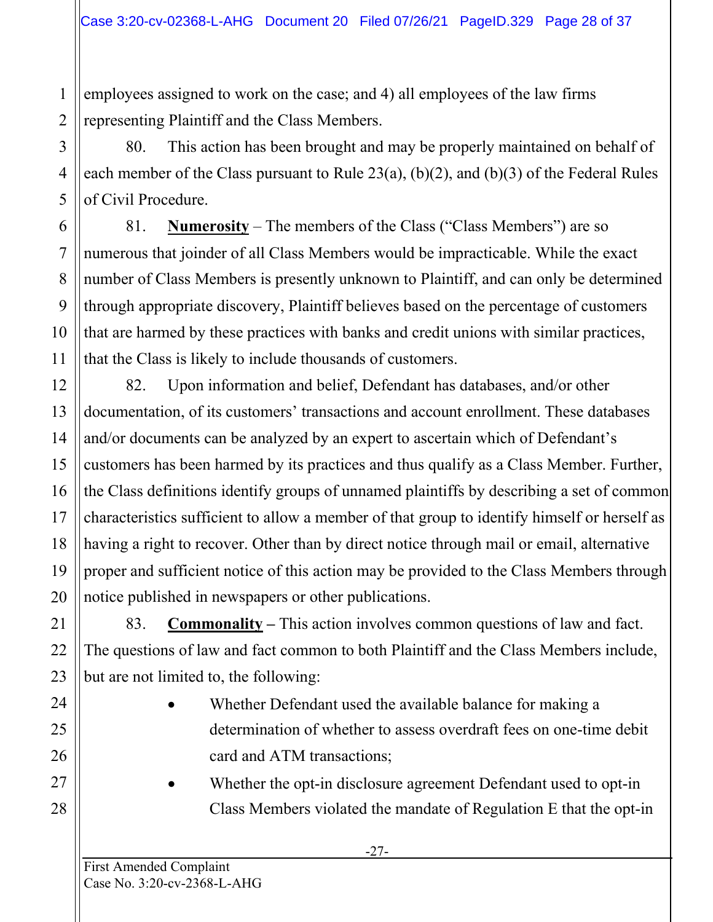employees assigned to work on the case; and 4) all employees of the law firms representing Plaintiff and the Class Members.

80. This action has been brought and may be properly maintained on behalf of each member of the Class pursuant to Rule 23(a), (b)(2), and (b)(3) of the Federal Rules of Civil Procedure.

81. **Numerosity** – The members of the Class ("Class Members") are so numerous that joinder of all Class Members would be impracticable. While the exact number of Class Members is presently unknown to Plaintiff, and can only be determined through appropriate discovery, Plaintiff believes based on the percentage of customers that are harmed by these practices with banks and credit unions with similar practices, that the Class is likely to include thousands of customers.

82. Upon information and belief, Defendant has databases, and/or other documentation, of its customers' transactions and account enrollment. These databases and/or documents can be analyzed by an expert to ascertain which of Defendant's customers has been harmed by its practices and thus qualify as a Class Member. Further, the Class definitions identify groups of unnamed plaintiffs by describing a set of common characteristics sufficient to allow a member of that group to identify himself or herself as having a right to recover. Other than by direct notice through mail or email, alternative proper and sufficient notice of this action may be provided to the Class Members through notice published in newspapers or other publications.

83. **Commonality –** This action involves common questions of law and fact. The questions of law and fact common to both Plaintiff and the Class Members include, but are not limited to, the following:

- Whether Defendant used the available balance for making a determination of whether to assess overdraft fees on one-time debit card and ATM transactions;
- Whether the opt-in disclosure agreement Defendant used to opt-in Class Members violated the mandate of Regulation E that the opt-in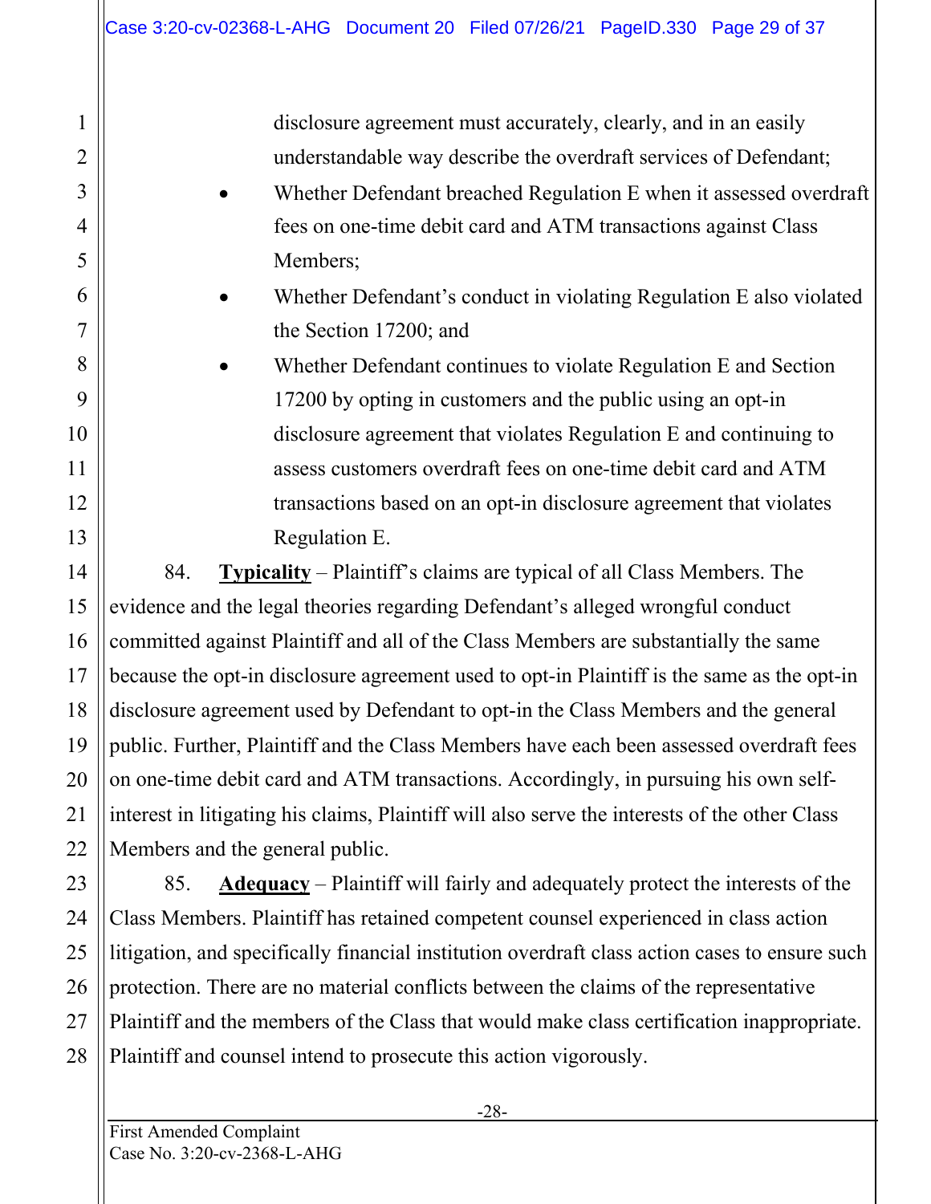disclosure agreement must accurately, clearly, and in an easily understandable way describe the overdraft services of Defendant;

- Whether Defendant breached Regulation E when it assessed overdraft fees on one-time debit card and ATM transactions against Class Members;
- Whether Defendant's conduct in violating Regulation E also violated the Section 17200; and
- Whether Defendant continues to violate Regulation E and Section 17200 by opting in customers and the public using an opt-in disclosure agreement that violates Regulation E and continuing to assess customers overdraft fees on one-time debit card and ATM transactions based on an opt-in disclosure agreement that violates Regulation E.

84. **Typicality** – Plaintiff's claims are typical of all Class Members. The evidence and the legal theories regarding Defendant's alleged wrongful conduct committed against Plaintiff and all of the Class Members are substantially the same because the opt-in disclosure agreement used to opt-in Plaintiff is the same as the opt-in disclosure agreement used by Defendant to opt-in the Class Members and the general public. Further, Plaintiff and the Class Members have each been assessed overdraft fees on one-time debit card and ATM transactions. Accordingly, in pursuing his own self-interest in litigating his claims, Plaintiff will also serve the interests of the other Class Members and the general public.

85. **Adequacy** – Plaintiff will fairly and adequately protect the interests of the Class Members. Plaintiff has retained competent counsel experienced in class action litigation, and specifically financial institution overdraft class action cases to ensure such protection. There are no material conflicts between the claims of the representative Plaintiff and the members of the Class that would make class certification inappropriate. Plaintiff and counsel intend to prosecute this action vigorously.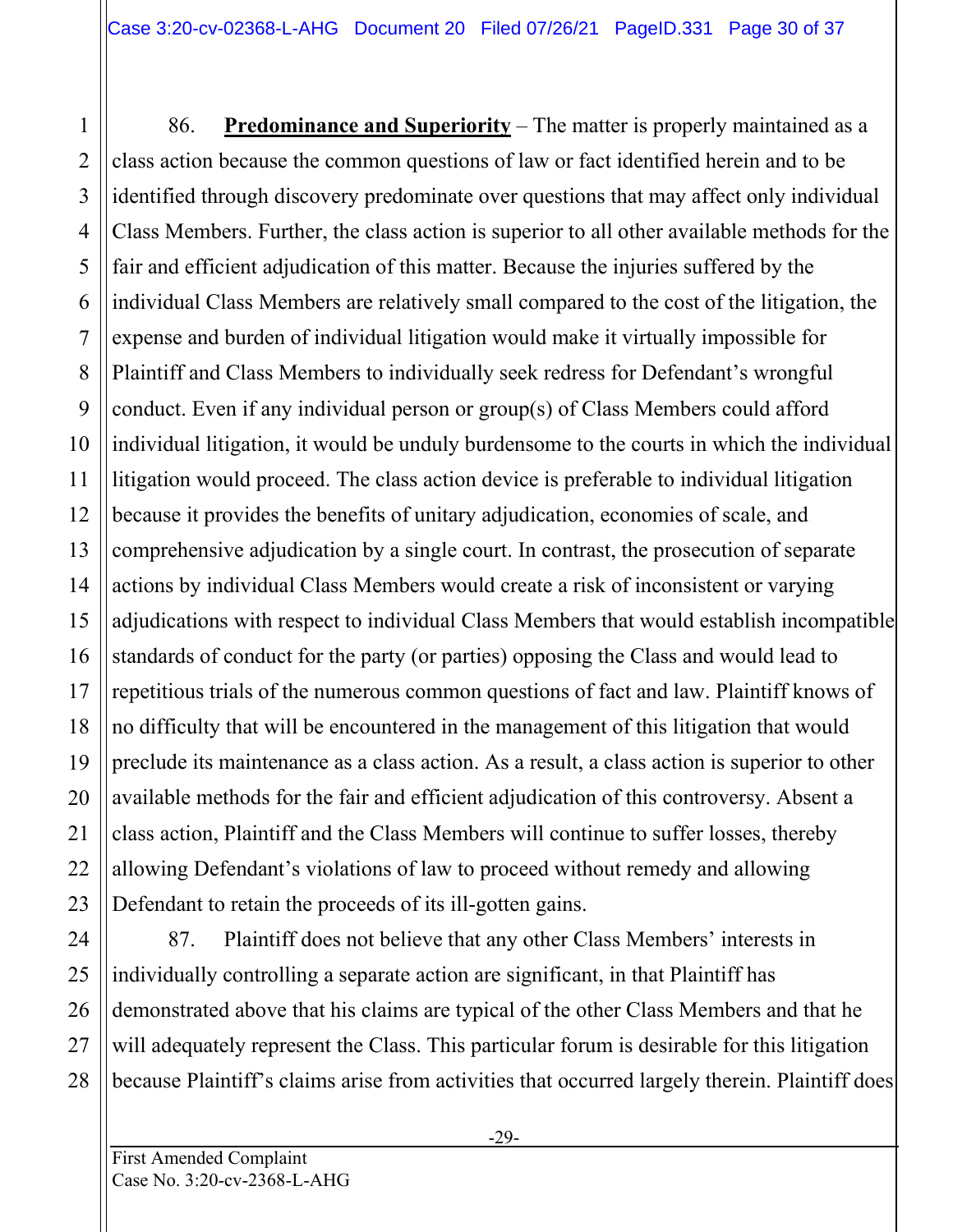86. **Predominance and Superiority** – The matter is properly maintained as a class action because the common questions of law or fact identified herein and to be identified through discovery predominate over questions that may affect only individual Class Members. Further, the class action is superior to all other available methods for the fair and efficient adjudication of this matter. Because the injuries suffered by the individual Class Members are relatively small compared to the cost of the litigation, the expense and burden of individual litigation would make it virtually impossible for Plaintiff and Class Members to individually seek redress for Defendant's wrongful conduct. Even if any individual person or group(s) of Class Members could afford individual litigation, it would be unduly burdensome to the courts in which the individual litigation would proceed. The class action device is preferable to individual litigation because it provides the benefits of unitary adjudication, economies of scale, and comprehensive adjudication by a single court. In contrast, the prosecution of separate actions by individual Class Members would create a risk of inconsistent or varying adjudications with respect to individual Class Members that would establish incompatible standards of conduct for the party (or parties) opposing the Class and would lead to repetitious trials of the numerous common questions of fact and law. Plaintiff knows of no difficulty that will be encountered in the management of this litigation that would preclude its maintenance as a class action. As a result, a class action is superior to other available methods for the fair and efficient adjudication of this controversy. Absent a class action, Plaintiff and the Class Members will continue to suffer losses, thereby allowing Defendant's violations of law to proceed without remedy and allowing Defendant to retain the proceeds of its ill-gotten gains.

87. Plaintiff does not believe that any other Class Members' interests in individually controlling a separate action are significant, in that Plaintiff has demonstrated above that his claims are typical of the other Class Members and that he will adequately represent the Class. This particular forum is desirable for this litigation because Plaintiff's claims arise from activities that occurred largely therein. Plaintiff does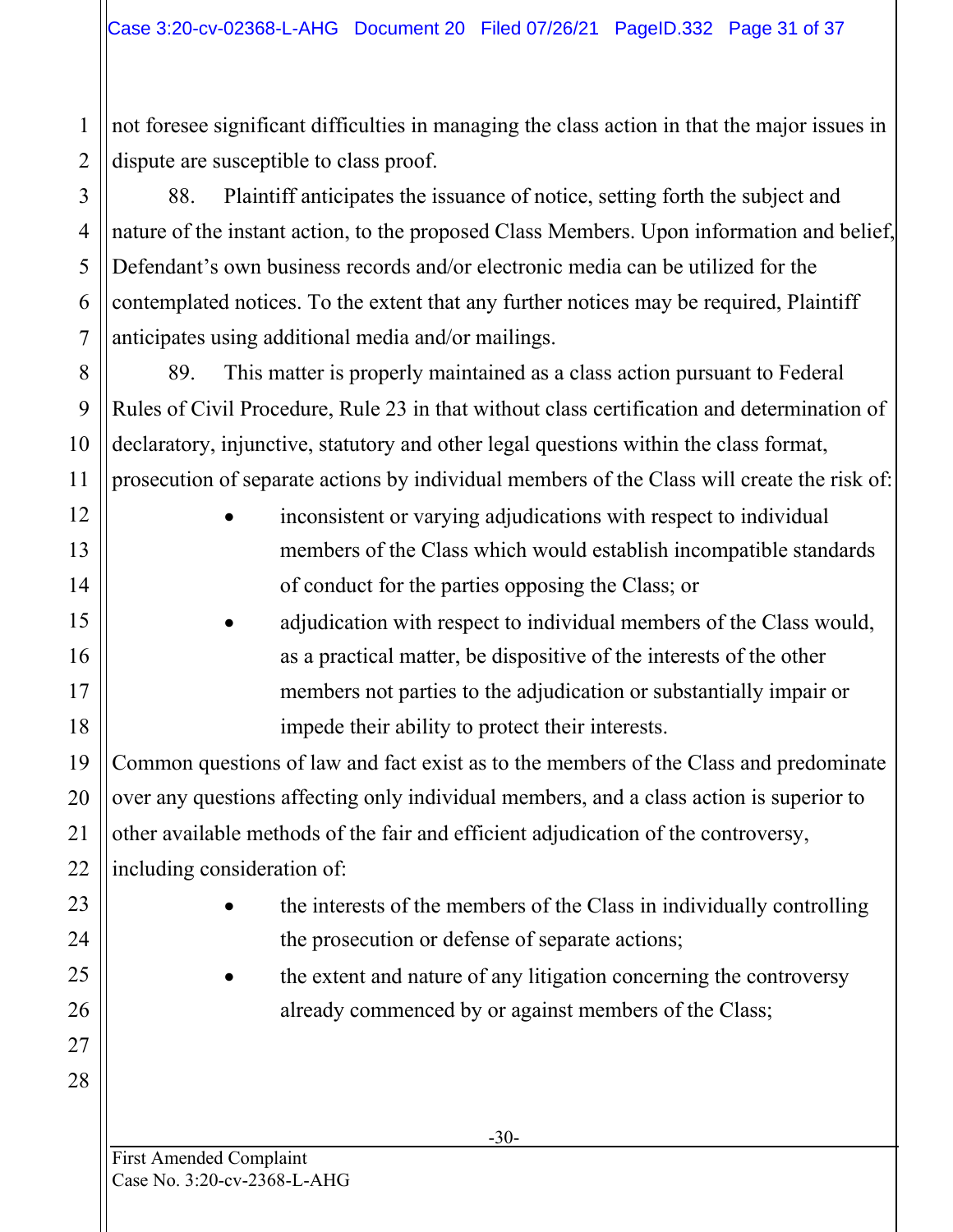not foresee significant difficulties in managing the class action in that the major issues in dispute are susceptible to class proof.

88. Plaintiff anticipates the issuance of notice, setting forth the subject and nature of the instant action, to the proposed Class Members. Upon information and belief, Defendant's own business records and/or electronic media can be utilized for the contemplated notices. To the extent that any further notices may be required, Plaintiff anticipates using additional media and/or mailings.

89. This matter is properly maintained as a class action pursuant to Federal Rules of Civil Procedure, Rule 23 in that without class certification and determination of declaratory, injunctive, statutory and other legal questions within the class format, prosecution of separate actions by individual members of the Class will create the risk of:

- inconsistent or varying adjudications with respect to individual members of the Class which would establish incompatible standards of conduct for the parties opposing the Class; or
- adjudication with respect to individual members of the Class would, as a practical matter, be dispositive of the interests of the other members not parties to the adjudication or substantially impair or impede their ability to protect their interests.

Common questions of law and fact exist as to the members of the Class and predominate over any questions affecting only individual members, and a class action is superior to other available methods of the fair and efficient adjudication of the controversy, including consideration of:

- the interests of the members of the Class in individually controlling the prosecution or defense of separate actions;
- the extent and nature of any litigation concerning the controversy already commenced by or against members of the Class;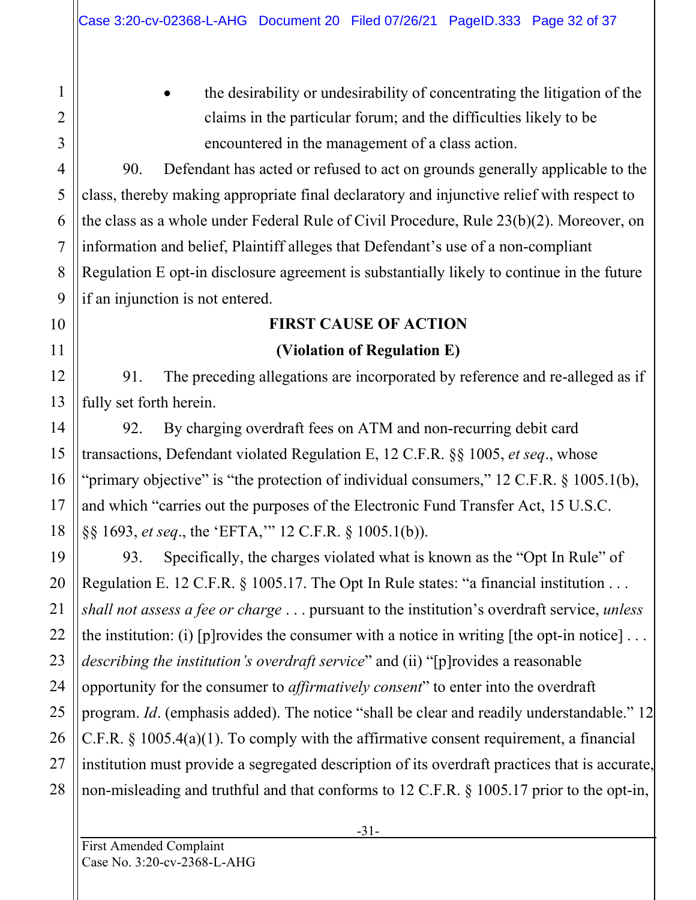- the desirability or undesirability of concentrating the litigation of the claims in the particular forum; and the difficulties likely to be encountered in the management of a class action.

90. Defendant has acted or refused to act on grounds generally applicable to the class, thereby making appropriate final declaratory and injunctive relief with respect to the class as a whole under Federal Rule of Civil Procedure, Rule 23(b)(2). Moreover, on information and belief, Plaintiff alleges that Defendant's use of a non-compliant Regulation E opt-in disclosure agreement is substantially likely to continue in the future if an injunction is not entered.

**FIRST CAUSE OF ACTION**

**(Violation of Regulation E)**

91. The preceding allegations are incorporated by reference and re-alleged as if fully set forth herein.

92. By charging overdraft fees on ATM and non-recurring debit card transactions, Defendant violated Regulation E, 12 C.F.R. §§ 1005, *et seq*., whose "primary objective" is "the protection of individual consumers," 12 C.F.R. § 1005.1(b), and which "carries out the purposes of the Electronic Fund Transfer Act, 15 U.S.C. §§ 1693, *et seq*., the 'EFTA,'" 12 C.F.R. § 1005.1(b)).

93. Specifically, the charges violated what is known as the "Opt In Rule" of Regulation E. 12 C.F.R. § 1005.17. The Opt In Rule states: "a financial institution . . . *shall not assess a fee or charge* . . . pursuant to the institution's overdraft service, *unless* the institution: (i) [p]rovides the consumer with a notice in writing [the opt-in notice] . . . *describing the institution's overdraft service*" and (ii) "[p]rovides a reasonable opportunity for the consumer to *affirmatively consent*" to enter into the overdraft program. *Id*. (emphasis added). The notice "shall be clear and readily understandable." 12 C.F.R. § 1005.4(a)(1). To comply with the affirmative consent requirement, a financial institution must provide a segregated description of its overdraft practices that is accurate, non-misleading and truthful and that conforms to 12 C.F.R. § 1005.17 prior to the opt-in,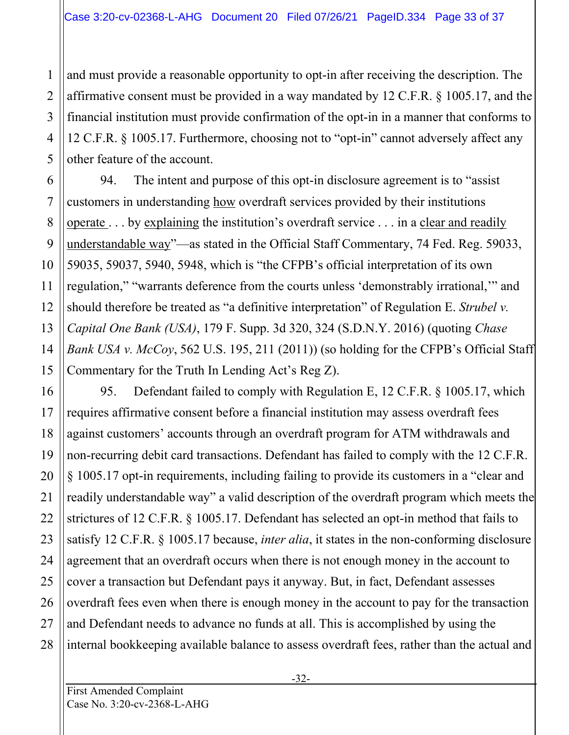and must provide a reasonable opportunity to opt-in after receiving the description. The affirmative consent must be provided in a way mandated by 12 C.F.R. § 1005.17, and the financial institution must provide confirmation of the opt-in in a manner that conforms to 12 C.F.R. § 1005.17. Furthermore, choosing not to "opt-in" cannot adversely affect any other feature of the account.

94. The intent and purpose of this opt-in disclosure agreement is to "assist customers in understanding <u>how</u> overdraft services provided by their institutions <u>operate</u> . . . by <u>explaining</u> the institution's overdraft service . . . in a <u>clear and readily understandable way</u>"—as stated in the Official Staff Commentary, 74 Fed. Reg. 59033, 59035, 59037, 5940, 5948, which is "the CFPB's official interpretation of its own regulation," "warrants deference from the courts unless 'demonstrably irrational,'" and should therefore be treated as "a definitive interpretation" of Regulation E. *Strubel v. Capital One Bank (USA)*, 179 F. Supp. 3d 320, 324 (S.D.N.Y. 2016) (quoting *Chase Bank USA v. McCoy*, 562 U.S. 195, 211 (2011)) (so holding for the CFPB's Official Staff Commentary for the Truth In Lending Act's Reg Z).

95. Defendant failed to comply with Regulation E, 12 C.F.R. § 1005.17, which requires affirmative consent before a financial institution may assess overdraft fees against customers' accounts through an overdraft program for ATM withdrawals and non-recurring debit card transactions. Defendant has failed to comply with the 12 C.F.R. § 1005.17 opt-in requirements, including failing to provide its customers in a "clear and readily understandable way" a valid description of the overdraft program which meets the strictures of 12 C.F.R. § 1005.17. Defendant has selected an opt-in method that fails to satisfy 12 C.F.R. § 1005.17 because, *inter alia*, it states in the non-conforming disclosure agreement that an overdraft occurs when there is not enough money in the account to cover a transaction but Defendant pays it anyway. But, in fact, Defendant assesses overdraft fees even when there is enough money in the account to pay for the transaction and Defendant needs to advance no funds at all. This is accomplished by using the internal bookkeeping available balance to assess overdraft fees, rather than the actual and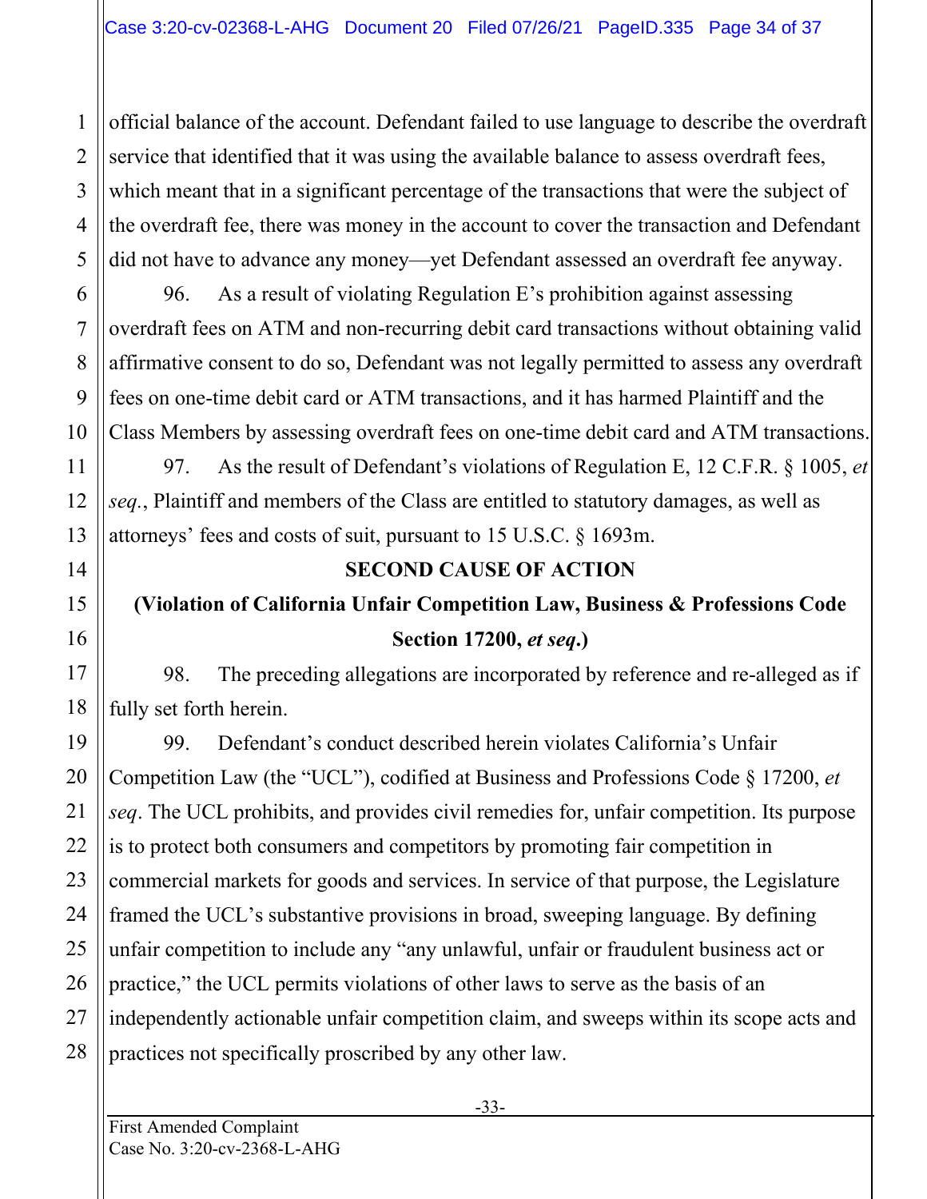official balance of the account. Defendant failed to use language to describe the overdraft service that identified that it was using the available balance to assess overdraft fees, which meant that in a significant percentage of the transactions that were the subject of the overdraft fee, there was money in the account to cover the transaction and Defendant did not have to advance any money—yet Defendant assessed an overdraft fee anyway.

96. As a result of violating Regulation E's prohibition against assessing overdraft fees on ATM and non-recurring debit card transactions without obtaining valid affirmative consent to do so, Defendant was not legally permitted to assess any overdraft fees on one-time debit card or ATM transactions, and it has harmed Plaintiff and the Class Members by assessing overdraft fees on one-time debit card and ATM transactions.

97. As the result of Defendant's violations of Regulation E, 12 C.F.R. § 1005, *et seq.*, Plaintiff and members of the Class are entitled to statutory damages, as well as attorneys' fees and costs of suit, pursuant to 15 U.S.C. § 1693m.

**SECOND CAUSE OF ACTION**

**(Violation of California Unfair Competition Law, Business & Professions Code Section 17200, *et seq*.)**

98. The preceding allegations are incorporated by reference and re-alleged as if fully set forth herein.

99. Defendant's conduct described herein violates California's Unfair Competition Law (the "UCL"), codified at Business and Professions Code § 17200, *et seq*. The UCL prohibits, and provides civil remedies for, unfair competition. Its purpose is to protect both consumers and competitors by promoting fair competition in commercial markets for goods and services. In service of that purpose, the Legislature framed the UCL's substantive provisions in broad, sweeping language. By defining unfair competition to include any "any unlawful, unfair or fraudulent business act or practice," the UCL permits violations of other laws to serve as the basis of an independently actionable unfair competition claim, and sweeps within its scope acts and practices not specifically proscribed by any other law.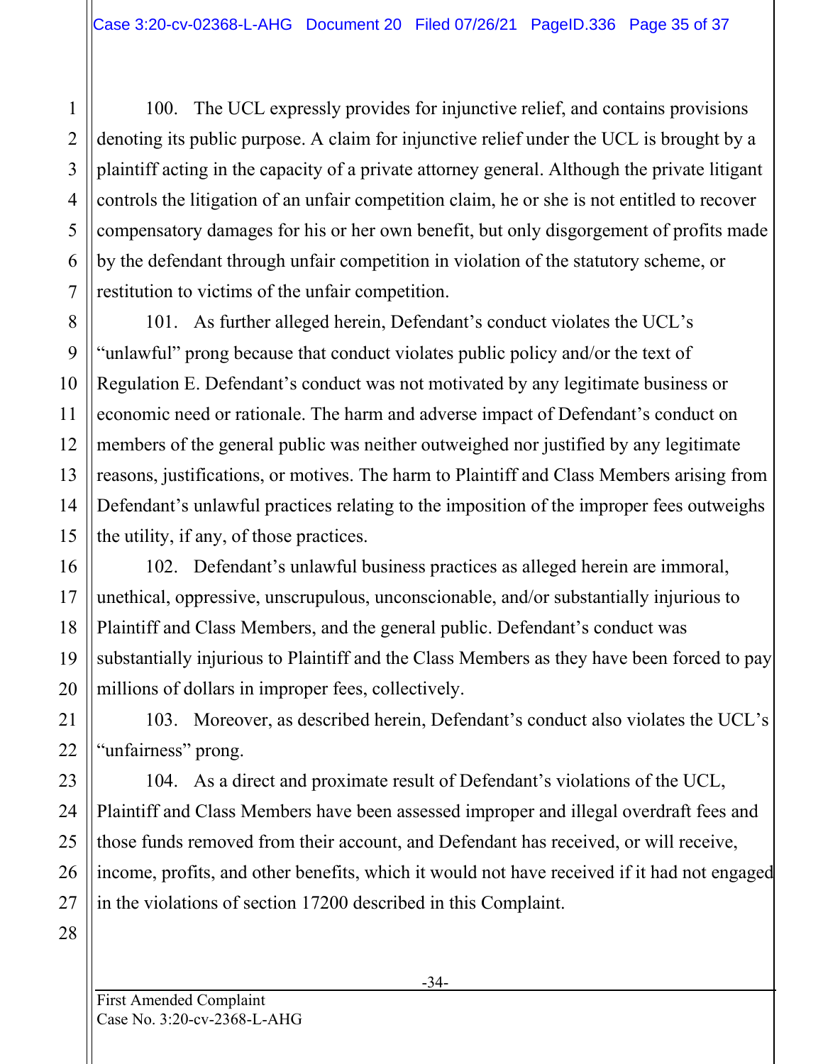100. The UCL expressly provides for injunctive relief, and contains provisions denoting its public purpose. A claim for injunctive relief under the UCL is brought by a plaintiff acting in the capacity of a private attorney general. Although the private litigant controls the litigation of an unfair competition claim, he or she is not entitled to recover compensatory damages for his or her own benefit, but only disgorgement of profits made by the defendant through unfair competition in violation of the statutory scheme, or restitution to victims of the unfair competition.

101. As further alleged herein, Defendant's conduct violates the UCL's "unlawful" prong because that conduct violates public policy and/or the text of Regulation E. Defendant's conduct was not motivated by any legitimate business or economic need or rationale. The harm and adverse impact of Defendant's conduct on members of the general public was neither outweighed nor justified by any legitimate reasons, justifications, or motives. The harm to Plaintiff and Class Members arising from Defendant's unlawful practices relating to the imposition of the improper fees outweighs the utility, if any, of those practices.

102. Defendant's unlawful business practices as alleged herein are immoral, unethical, oppressive, unscrupulous, unconscionable, and/or substantially injurious to Plaintiff and Class Members, and the general public. Defendant's conduct was substantially injurious to Plaintiff and the Class Members as they have been forced to pay millions of dollars in improper fees, collectively.

103. Moreover, as described herein, Defendant's conduct also violates the UCL's "unfairness" prong.

104. As a direct and proximate result of Defendant's violations of the UCL, Plaintiff and Class Members have been assessed improper and illegal overdraft fees and those funds removed from their account, and Defendant has received, or will receive, income, profits, and other benefits, which it would not have received if it had not engaged in the violations of section 17200 described in this Complaint.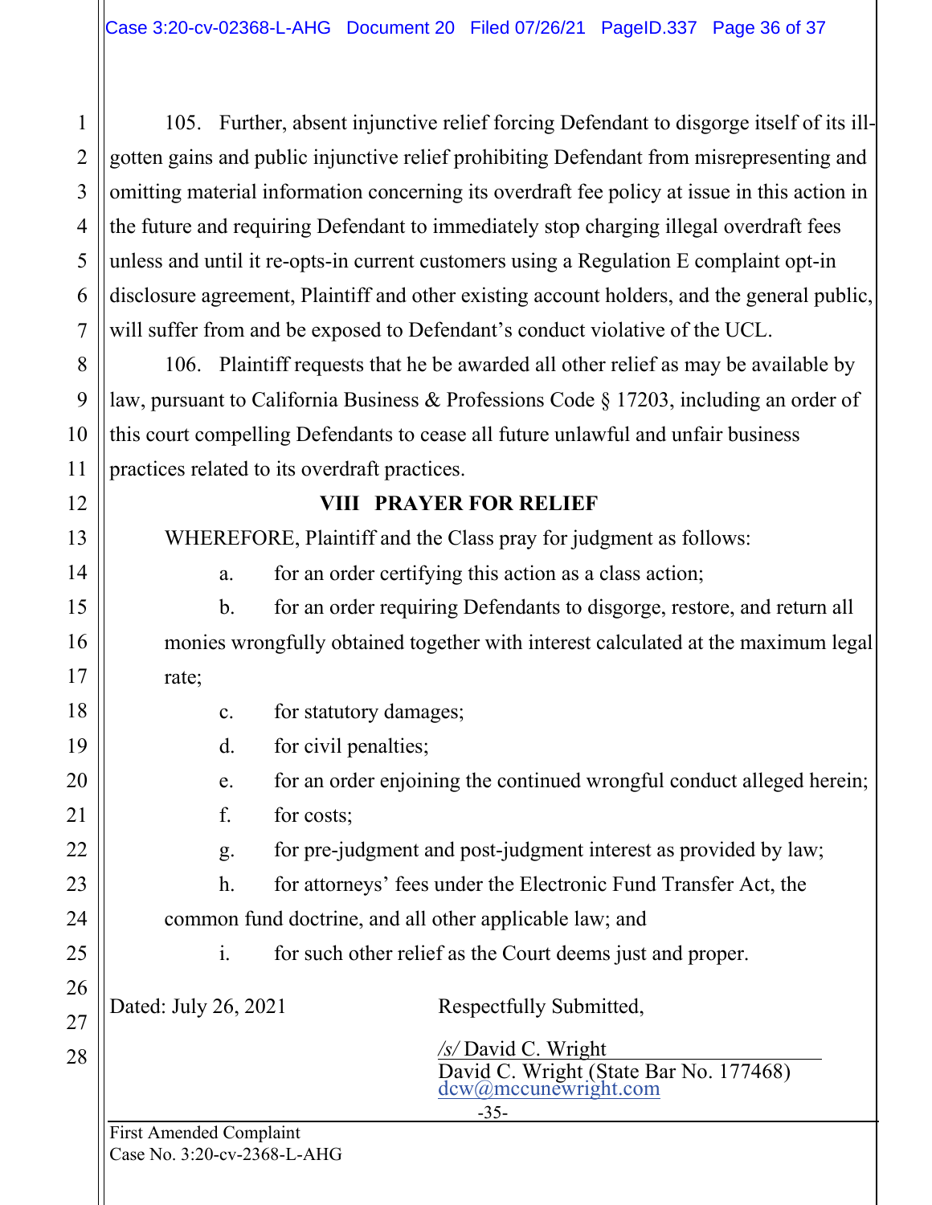105. Further, absent injunctive relief forcing Defendant to disgorge itself of its ill-gotten gains and public injunctive relief prohibiting Defendant from misrepresenting and omitting material information concerning its overdraft fee policy at issue in this action in the future and requiring Defendant to immediately stop charging illegal overdraft fees unless and until it re-opts-in current customers using a Regulation E complaint opt-in disclosure agreement, Plaintiff and other existing account holders, and the general public, will suffer from and be exposed to Defendant's conduct violative of the UCL.

106. Plaintiff requests that he be awarded all other relief as may be available by law, pursuant to California Business & Professions Code § 17203, including an order of this court compelling Defendants to cease all future unlawful and unfair business practices related to its overdraft practices.

## VIII PRAYER FOR RELIEF

WHEREFORE, Plaintiff and the Class pray for judgment as follows:

a. for an order certifying this action as a class action;

b. for an order requiring Defendants to disgorge, restore, and return all monies wrongfully obtained together with interest calculated at the maximum legal rate;

c. for statutory damages;

d. for civil penalties;

e. for an order enjoining the continued wrongful conduct alleged herein;

f. for costs;

g. for pre-judgment and post-judgment interest as provided by law;

h. for attorneys' fees under the Electronic Fund Transfer Act, the common fund doctrine, and all other applicable law; and

i. for such other relief as the Court deems just and proper.

Dated: July 26, 2021

Respectfully Submitted,

*/s/* David C. Wright
David C. Wright (State Bar No. 177468)
dcw@mccunewright.com

First Amended Complaint
Case No. 3:20-cv-2368-L-AHG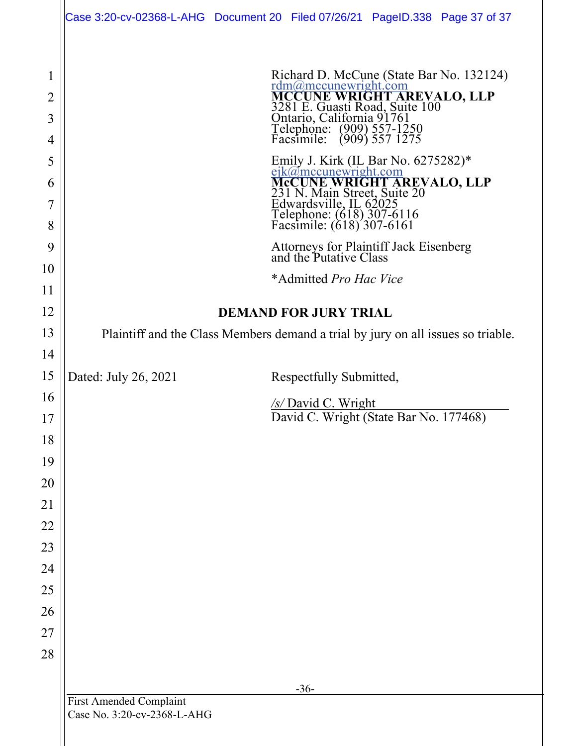Richard D. McCune (State Bar No. 132124)
rdm@mccunewright.com
**MCCUNE WRIGHT AREVALO, LLP**
3281 E. Guasti Road, Suite 100
Ontario, California 91761
Telephone: (909) 557-1250
Facsimile: (909) 557 1275

Emily J. Kirk (IL Bar No. 6275282)*
ejk@mccunewright.com
**McCUNE WRIGHT AREVALO, LLP**
231 N. Main Street, Suite 20
Edwardsville, IL 62025
Telephone: (618) 307-6116
Facsimile: (618) 307-6161

Attorneys for Plaintiff Jack Eisenberg and the Putative Class

*Admitted *Pro Hac Vice*

**DEMAND FOR JURY TRIAL**

Plaintiff and the Class Members demand a trial by jury on all issues so triable.

Dated: July 26, 2021

Respectfully Submitted,

*/s/* David C. Wright
David C. Wright (State Bar No. 177468)

First Amended Complaint
Case No. 3:20-cv-2368-L-AHG